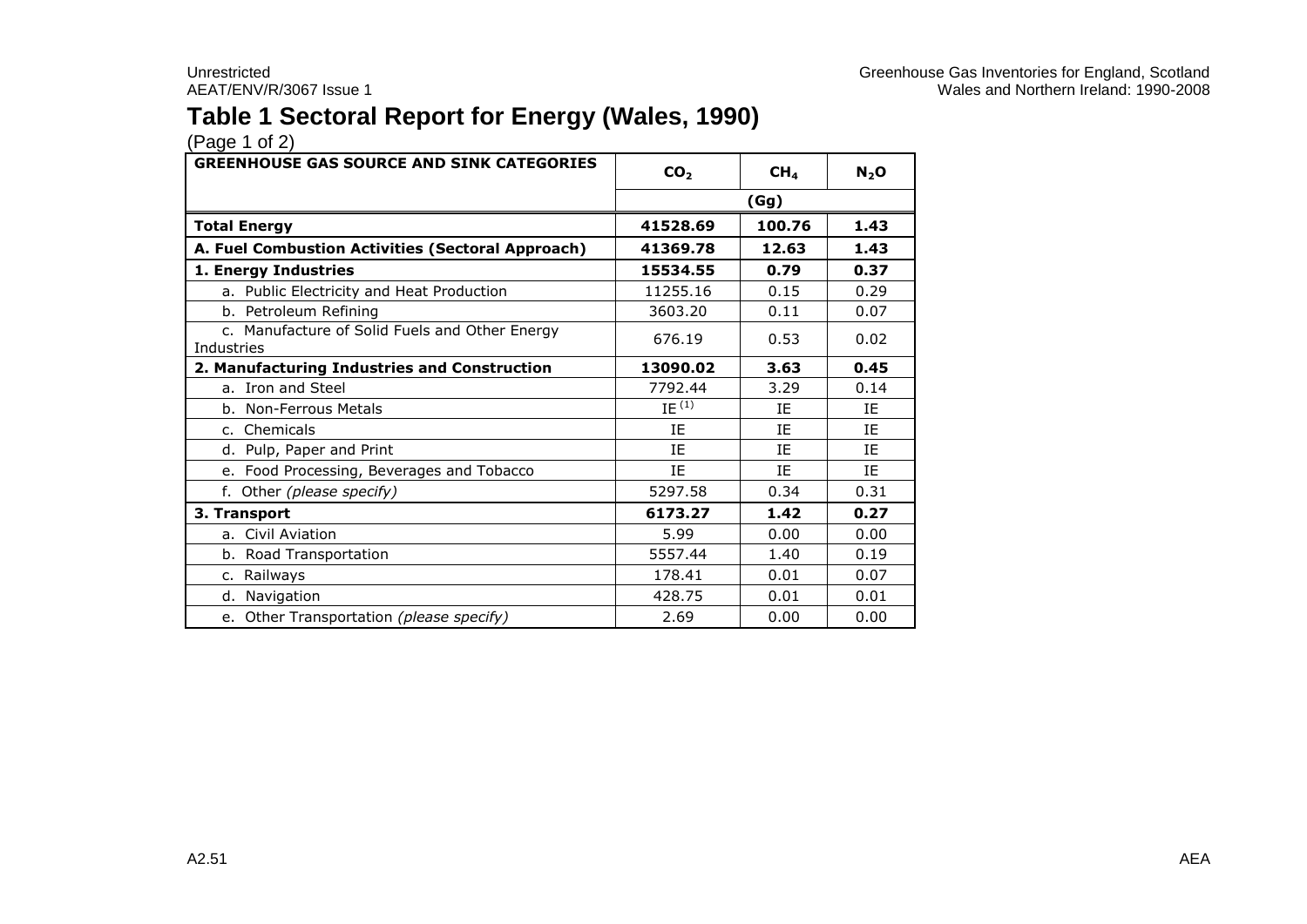# Table 1 Sectoral Report for Energy (Wales, 1990)

(Page 1 of 2)

| GREENHOUSE GAS SOURCE AND SINK CATEGORIES | $CO_2$ | $CH_4$ | $N_2O$ |
|---|---|---|---|
| | (Gg) | | |
| **Total Energy** | **41528.69** | **100.76** | **1.43** |
| **A. Fuel Combustion Activities (Sectoral Approach)** | **41369.78** | **12.63** | **1.43** |
| **1. Energy Industries** | **15534.55** | **0.79** | **0.37** |
| a. Public Electricity and Heat Production | 11255.16 | 0.15 | 0.29 |
| b. Petroleum Refining | 3603.20 | 0.11 | 0.07 |
| c. Manufacture of Solid Fuels and Other Energy Industries | 676.19 | 0.53 | 0.02 |
| **2. Manufacturing Industries and Construction** | **13090.02** | **3.63** | **0.45** |
| a. Iron and Steel | 7792.44 | 3.29 | 0.14 |
| b. Non-Ferrous Metals | IE (1) | IE | IE |
| c. Chemicals | IE | IE | IE |
| d. Pulp, Paper and Print | IE | IE | IE |
| e. Food Processing, Beverages and Tobacco | IE | IE | IE |
| f. Other *(please specify)* | 5297.58 | 0.34 | 0.31 |
| **3. Transport** | **6173.27** | **1.42** | **0.27** |
| a. Civil Aviation | 5.99 | 0.00 | 0.00 |
| b. Road Transportation | 5557.44 | 1.40 | 0.19 |
| c. Railways | 178.41 | 0.01 | 0.07 |
| d. Navigation | 428.75 | 0.01 | 0.01 |
| e. Other Transportation *(please specify)* | 2.69 | 0.00 | 0.00 |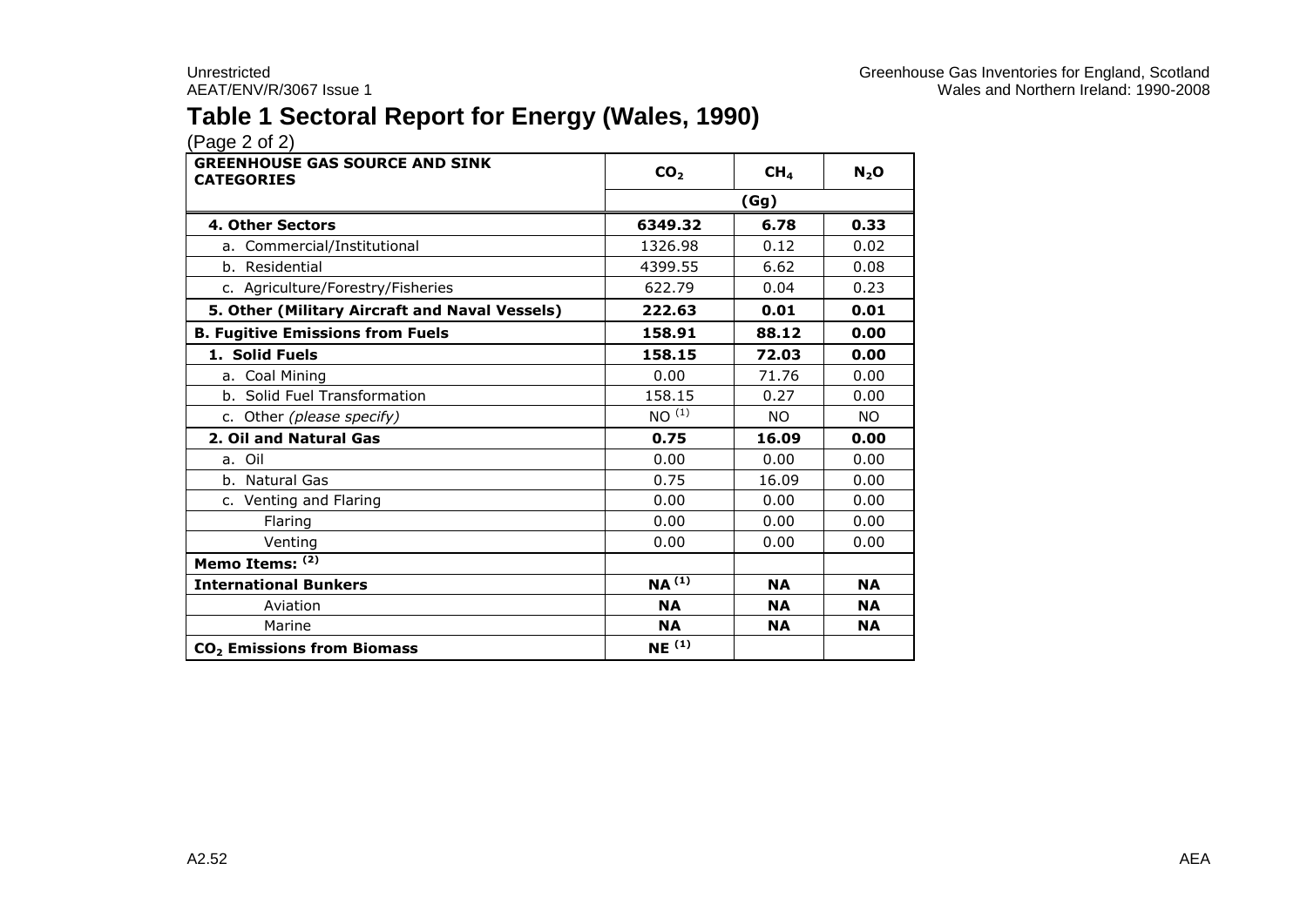# Table 1 Sectoral Report for Energy (Wales, 1990)

(Page 2 of 2)

| GREENHOUSE GAS SOURCE AND SINK CATEGORIES | $CO_2$ | $CH_4$ | $N_2O$ |
|---|---|---|---|
| | (Gg) | | |
| **4. Other Sectors** | **6349.32** | **6.78** | **0.33** |
| a. Commercial/Institutional | 1326.98 | 0.12 | 0.02 |
| b. Residential | 4399.55 | 6.62 | 0.08 |
| c. Agriculture/Forestry/Fisheries | 622.79 | 0.04 | 0.23 |
| **5. Other (Military Aircraft and Naval Vessels)** | **222.63** | **0.01** | **0.01** |
| **B. Fugitive Emissions from Fuels** | **158.91** | **88.12** | **0.00** |
| **1. Solid Fuels** | **158.15** | **72.03** | **0.00** |
| a. Coal Mining | 0.00 | 71.76 | 0.00 |
| b. Solid Fuel Transformation | 158.15 | 0.27 | 0.00 |
| c. Other *(please specify)* | NO (1) | NO | NO |
| **2. Oil and Natural Gas** | **0.75** | **16.09** | **0.00** |
| a. Oil | 0.00 | 0.00 | 0.00 |
| b. Natural Gas | 0.75 | 16.09 | 0.00 |
| c. Venting and Flaring | 0.00 | 0.00 | 0.00 |
| Flaring | 0.00 | 0.00 | 0.00 |
| Venting | 0.00 | 0.00 | 0.00 |
| **Memo Items: (2)** | | | |
| **International Bunkers** | **NA (1)** | **NA** | **NA** |
| Aviation | **NA** | **NA** | **NA** |
| Marine | **NA** | **NA** | **NA** |
| **$CO_2$ Emissions from Biomass** | **NE (1)** | | |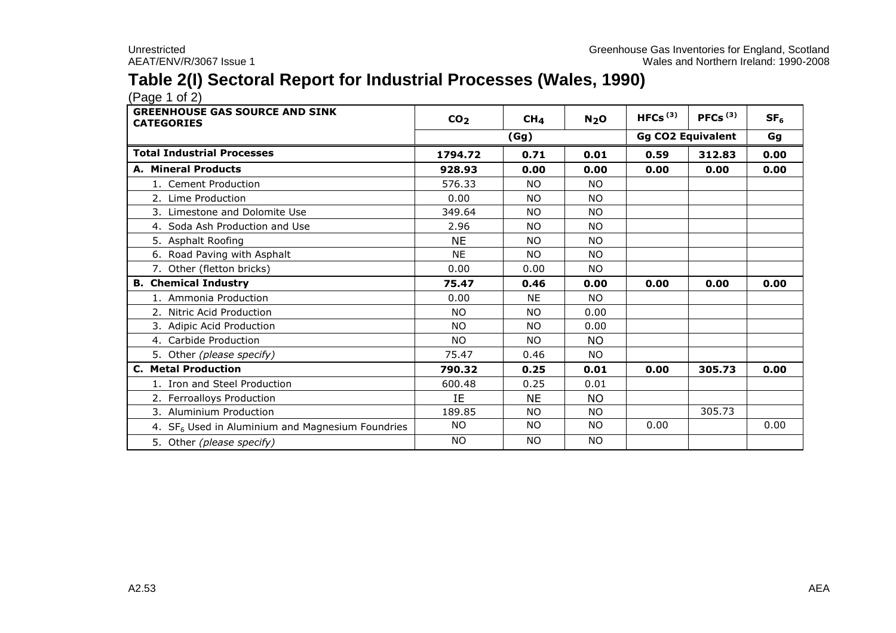## Table 2(I) Sectoral Report for Industrial Processes (Wales, 1990)

(Page 1 of 2)

| GREENHOUSE GAS SOURCE AND SINK CATEGORIES | $CO_2$ | $CH_4$ | $N_2O$ | HFCs (3) | PFCs (3) | $SF_6$ |
|---|---|---|---|---|---|---|
| | (Gg) | | | Gg CO2 Equivalent | | Gg |
| **Total Industrial Processes** | **1794.72** | **0.71** | **0.01** | **0.59** | **312.83** | **0.00** |
| **A. Mineral Products** | **928.93** | **0.00** | **0.00** | **0.00** | **0.00** | **0.00** |
| 1. Cement Production | 576.33 | NO | NO | | | |
| 2. Lime Production | 0.00 | NO | NO | | | |
| 3. Limestone and Dolomite Use | 349.64 | NO | NO | | | |
| 4. Soda Ash Production and Use | 2.96 | NO | NO | | | |
| 5. Asphalt Roofing | NE | NO | NO | | | |
| 6. Road Paving with Asphalt | NE | NO | NO | | | |
| 7. Other (fletton bricks) | 0.00 | 0.00 | NO | | | |
| **B. Chemical Industry** | **75.47** | **0.46** | **0.00** | **0.00** | **0.00** | **0.00** |
| 1. Ammonia Production | 0.00 | NE | NO | | | |
| 2. Nitric Acid Production | NO | NO | 0.00 | | | |
| 3. Adipic Acid Production | NO | NO | 0.00 | | | |
| 4. Carbide Production | NO | NO | NO | | | |
| 5. Other *(please specify)* | 75.47 | 0.46 | NO | | | |
| **C. Metal Production** | **790.32** | **0.25** | **0.01** | **0.00** | **305.73** | **0.00** |
| 1. Iron and Steel Production | 600.48 | 0.25 | 0.01 | | | |
| 2. Ferroalloys Production | IE | NE | NO | | | |
| 3. Aluminium Production | 189.85 | NO | NO | | 305.73 | |
| 4. $SF_6$ Used in Aluminium and Magnesium Foundries | NO | NO | NO | 0.00 | | 0.00 |
| 5. Other *(please specify)* | NO | NO | NO | | | |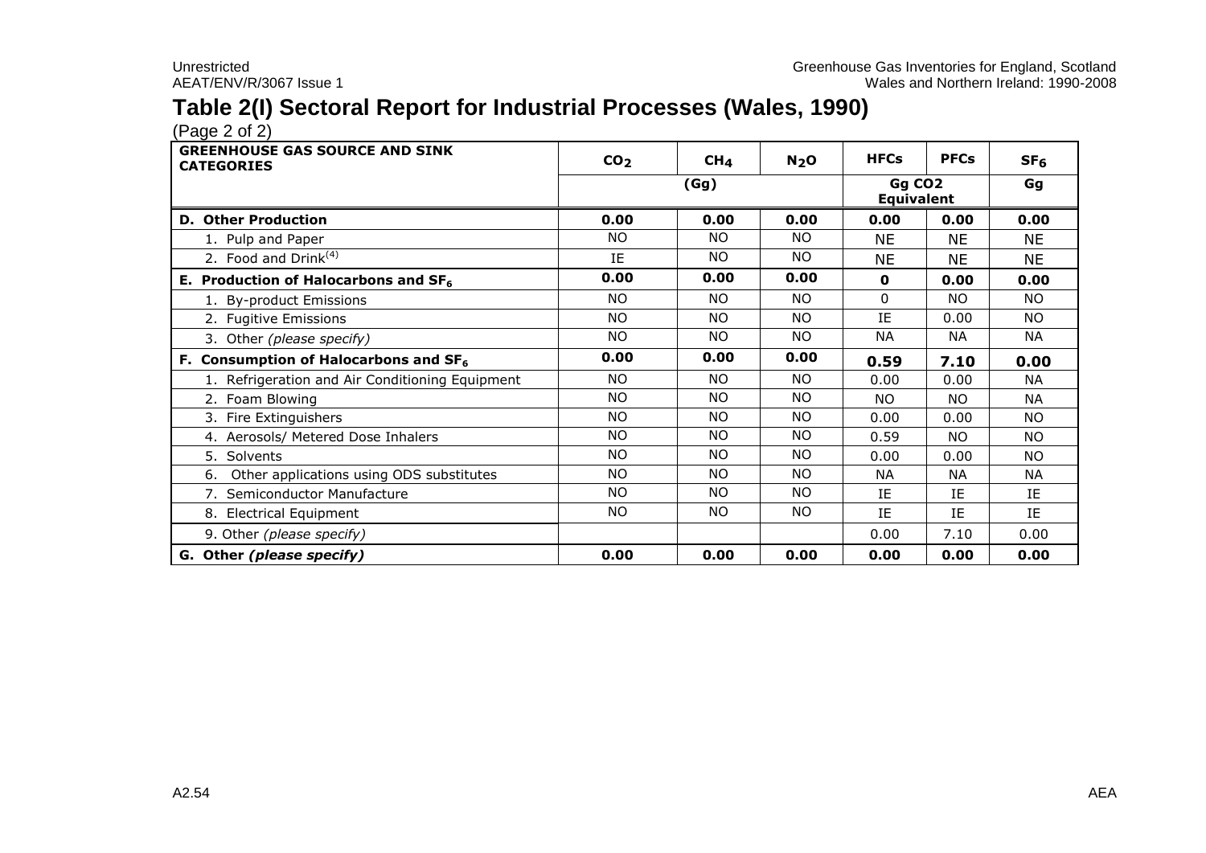## Table 2(I) Sectoral Report for Industrial Processes (Wales, 1990)

(Page 2 of 2)

| GREENHOUSE GAS SOURCE AND SINK CATEGORIES | $CO_2$ | $CH_4$ | $N_2O$ | HFCs | PFCs | $SF_6$ |
|---|---|---|---|---|---|---|
| | (Gg) | | | Gg CO2 Equivalent | | Gg |
| **D. Other Production** | **0.00** | **0.00** | **0.00** | **0.00** | **0.00** | **0.00** |
| 1. Pulp and Paper | NO | NO | NO | NE | NE | NE |
| 2. Food and Drink[(4)] | IE | NO | NO | NE | NE | NE |
| **E. Production of Halocarbons and $SF_6$** | **0.00** | **0.00** | **0.00** | **0** | **0.00** | **0.00** |
| 1. By-product Emissions | NO | NO | NO | 0 | NO | NO |
| 2. Fugitive Emissions | NO | NO | NO | IE | 0.00 | NO |
| 3. Other *(please specify)* | NO | NO | NO | NA | NA | NA |
| **F. Consumption of Halocarbons and $SF_6$** | **0.00** | **0.00** | **0.00** | **0.59** | **7.10** | **0.00** |
| 1. Refrigeration and Air Conditioning Equipment | NO | NO | NO | 0.00 | 0.00 | NA |
| 2. Foam Blowing | NO | NO | NO | NO | NO | NA |
| 3. Fire Extinguishers | NO | NO | NO | 0.00 | 0.00 | NO |
| 4. Aerosols/ Metered Dose Inhalers | NO | NO | NO | 0.59 | NO | NO |
| 5. Solvents | NO | NO | NO | 0.00 | 0.00 | NO |
| 6. Other applications using ODS substitutes | NO | NO | NO | NA | NA | NA |
| 7. Semiconductor Manufacture | NO | NO | NO | IE | IE | IE |
| 8. Electrical Equipment | NO | NO | NO | IE | IE | IE |
| 9. Other *(please specify)* | | | | 0.00 | 7.10 | 0.00 |
| **G. Other *(please specify)*** | **0.00** | **0.00** | **0.00** | **0.00** | **0.00** | **0.00** |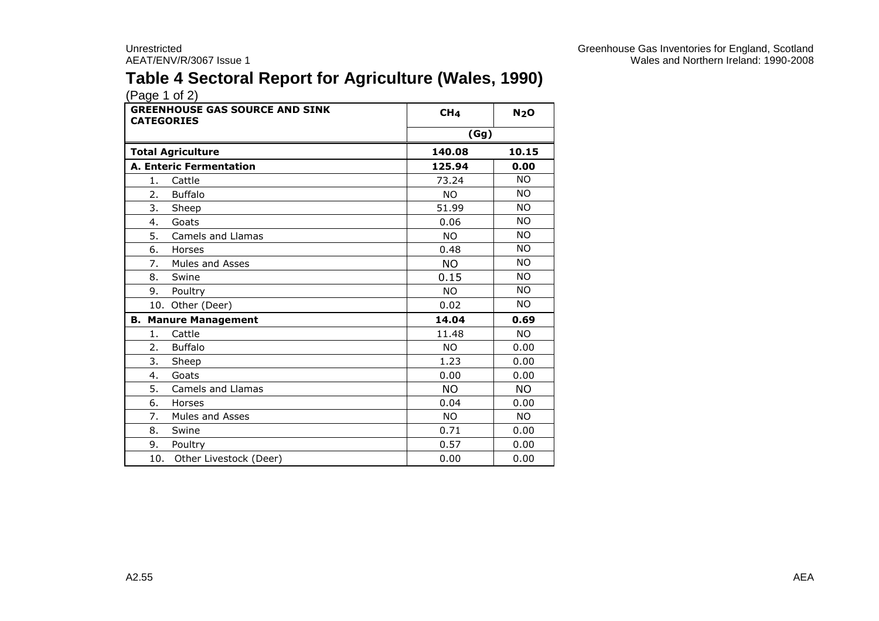# Table 4 Sectoral Report for Agriculture (Wales, 1990)

(Page 1 of 2)

| GREENHOUSE GAS SOURCE AND SINK CATEGORIES | $CH_4$ | $N_2O$ |
|---|---|---|
| | (Gg) | |
| **Total Agriculture** | **140.08** | **10.15** |
| **A. Enteric Fermentation** | **125.94** | **0.00** |
| 1. Cattle | 73.24 | NO |
| 2. Buffalo | NO | NO |
| 3. Sheep | 51.99 | NO |
| 4. Goats | 0.06 | NO |
| 5. Camels and Llamas | NO | NO |
| 6. Horses | 0.48 | NO |
| 7. Mules and Asses | NO | NO |
| 8. Swine | 0.15 | NO |
| 9. Poultry | NO | NO |
| 10. Other (Deer) | 0.02 | NO |
| **B. Manure Management** | **14.04** | **0.69** |
| 1. Cattle | 11.48 | NO |
| 2. Buffalo | NO | 0.00 |
| 3. Sheep | 1.23 | 0.00 |
| 4. Goats | 0.00 | 0.00 |
| 5. Camels and Llamas | NO | NO |
| 6. Horses | 0.04 | 0.00 |
| 7. Mules and Asses | NO | NO |
| 8. Swine | 0.71 | 0.00 |
| 9. Poultry | 0.57 | 0.00 |
| 10. Other Livestock (Deer) | 0.00 | 0.00 |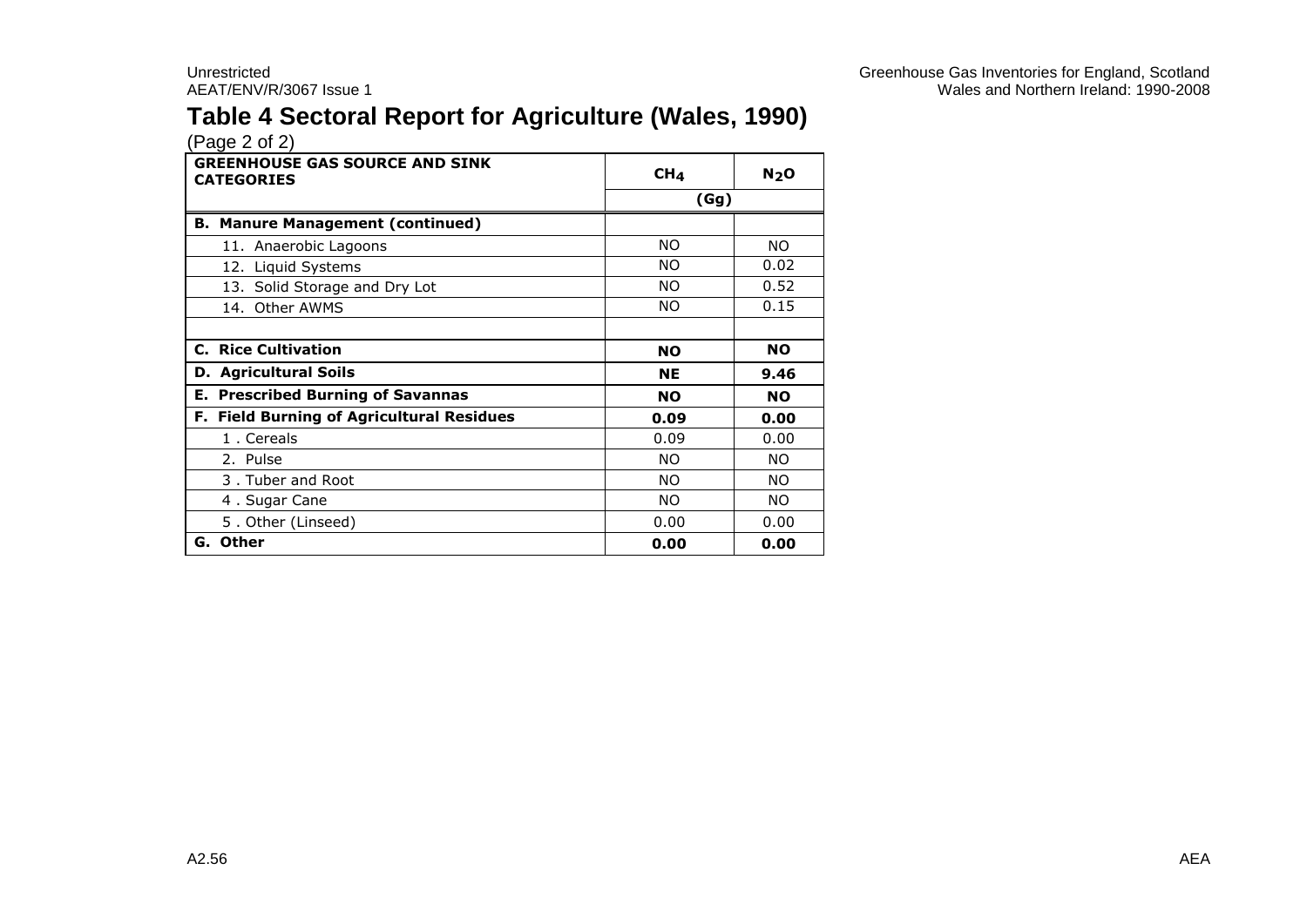# Table 4 Sectoral Report for Agriculture (Wales, 1990)

(Page 2 of 2)

| GREENHOUSE GAS SOURCE AND SINK CATEGORIES | $CH_4$ | $N_2O$ |
|---|---|---|
| | (Gg) | |
| **B. Manure Management (continued)** | | |
| 11. Anaerobic Lagoons | NO | NO |
| 12. Liquid Systems | NO | 0.02 |
| 13. Solid Storage and Dry Lot | NO | 0.52 |
| 14. Other AWMS | NO | 0.15 |
| | | |
| **C. Rice Cultivation** | **NO** | **NO** |
| **D. Agricultural Soils** | **NE** | **9.46** |
| **E. Prescribed Burning of Savannas** | **NO** | **NO** |
| **F. Field Burning of Agricultural Residues** | **0.09** | **0.00** |
| 1 . Cereals | 0.09 | 0.00 |
| 2. Pulse | NO | NO |
| 3 . Tuber and Root | NO | NO |
| 4 . Sugar Cane | NO | NO |
| 5 . Other (Linseed) | 0.00 | 0.00 |
| **G. Other** | **0.00** | **0.00** |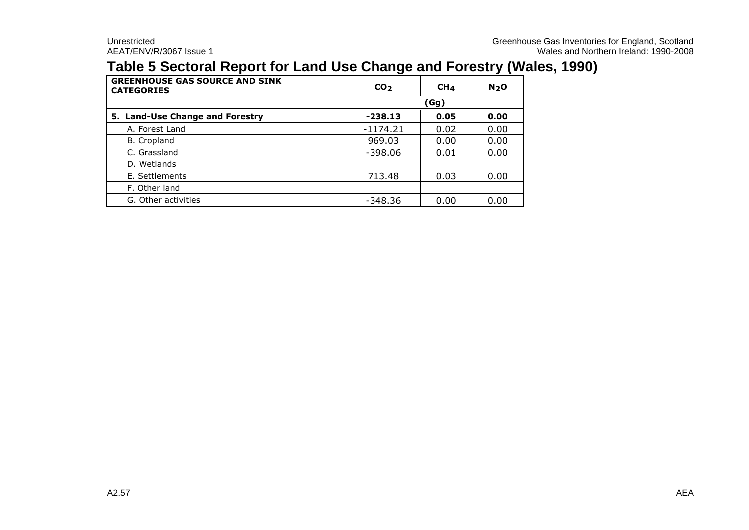# Table 5 Sectoral Report for Land Use Change and Forestry (Wales, 1990)

| GREENHOUSE GAS SOURCE AND SINK CATEGORIES | $CO_2$ | $CH_4$ | $N_2O$ |
|---|---|---|---|
| | (Gg) | | |
| **5. Land-Use Change and Forestry** | **-238.13** | **0.05** | **0.00** |
| A. Forest Land | -1174.21 | 0.02 | 0.00 |
| B. Cropland | 969.03 | 0.00 | 0.00 |
| C. Grassland | -398.06 | 0.01 | 0.00 |
| D. Wetlands | | | |
| E. Settlements | 713.48 | 0.03 | 0.00 |
| F. Other land | | | |
| G. Other activities | -348.36 | 0.00 | 0.00 |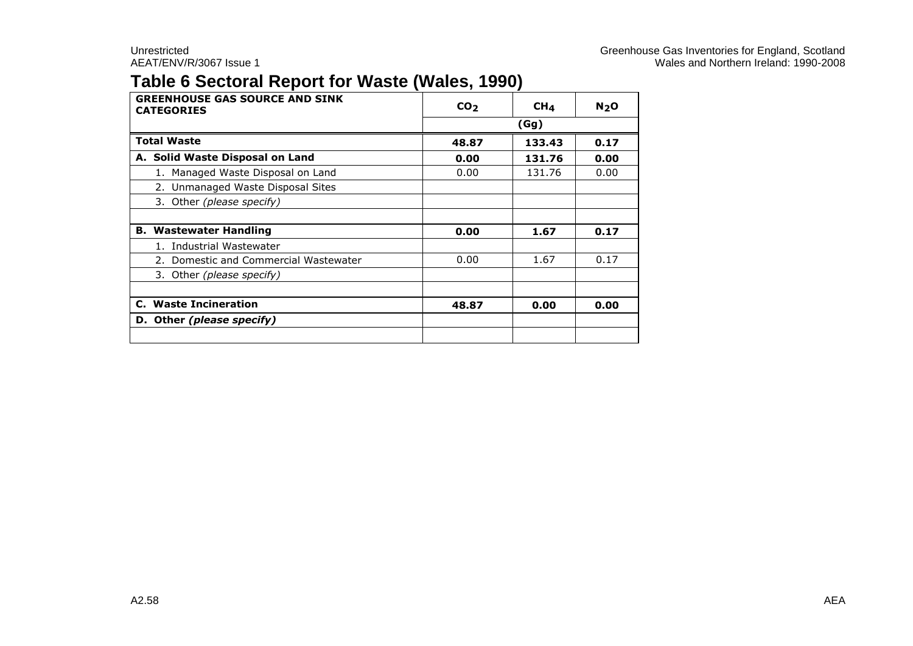# Table 6 Sectoral Report for Waste (Wales, 1990)

| GREENHOUSE GAS SOURCE AND SINK CATEGORIES | $CO_2$ | $CH_4$ | $N_2O$ |
|---|---|---|---|
| | (Gg) | | |
| **Total Waste** | **48.87** | **133.43** | **0.17** |
| **A. Solid Waste Disposal on Land** | **0.00** | **131.76** | **0.00** |
| 1. Managed Waste Disposal on Land | 0.00 | 131.76 | 0.00 |
| 2. Unmanaged Waste Disposal Sites | | | |
| 3. Other *(please specify)* | | | |
| | | | |
| **B. Wastewater Handling** | **0.00** | **1.67** | **0.17** |
| 1. Industrial Wastewater | | | |
| 2. Domestic and Commercial Wastewater | 0.00 | 1.67 | 0.17 |
| 3. Other *(please specify)* | | | |
| | | | |
| **C. Waste Incineration** | **48.87** | **0.00** | **0.00** |
| **D. Other *(please specify)*** | | | |
| | | | |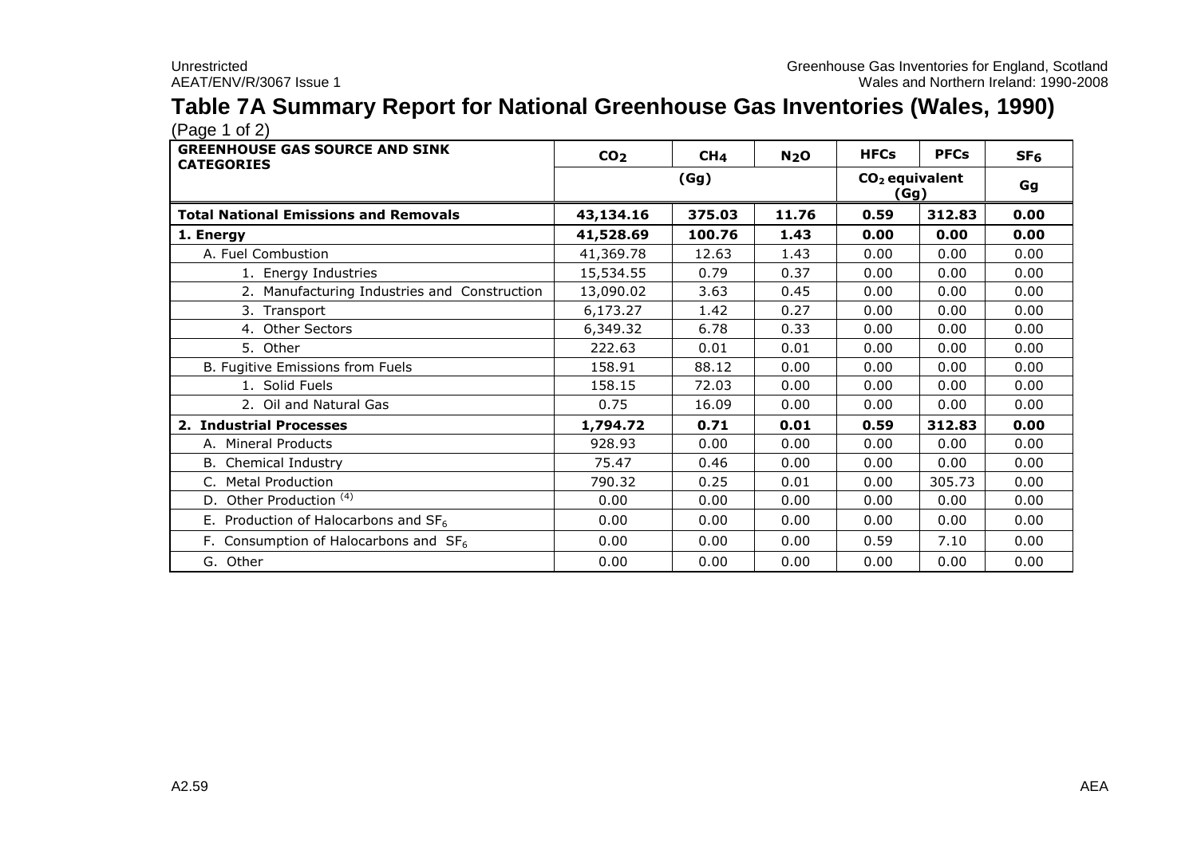# Table 7A Summary Report for National Greenhouse Gas Inventories (Wales, 1990)

(Page 1 of 2)

| GREENHOUSE GAS SOURCE AND SINK CATEGORIES | $CO_2$ | $CH_4$ | $N_2O$ | HFCs | PFCs | $SF_6$ |
|---|---|---|---|---|---|---|
| | (Gg) | | | $CO_2$ equivalent (Gg) | | Gg |
| **Total National Emissions and Removals** | **43,134.16** | **375.03** | **11.76** | **0.59** | **312.83** | **0.00** |
| **1. Energy** | **41,528.69** | **100.76** | **1.43** | **0.00** | **0.00** | **0.00** |
| A. Fuel Combustion | 41,369.78 | 12.63 | 1.43 | 0.00 | 0.00 | 0.00 |
| 1. Energy Industries | 15,534.55 | 0.79 | 0.37 | 0.00 | 0.00 | 0.00 |
| 2. Manufacturing Industries and Construction | 13,090.02 | 3.63 | 0.45 | 0.00 | 0.00 | 0.00 |
| 3. Transport | 6,173.27 | 1.42 | 0.27 | 0.00 | 0.00 | 0.00 |
| 4. Other Sectors | 6,349.32 | 6.78 | 0.33 | 0.00 | 0.00 | 0.00 |
| 5. Other | 222.63 | 0.01 | 0.01 | 0.00 | 0.00 | 0.00 |
| B. Fugitive Emissions from Fuels | 158.91 | 88.12 | 0.00 | 0.00 | 0.00 | 0.00 |
| 1. Solid Fuels | 158.15 | 72.03 | 0.00 | 0.00 | 0.00 | 0.00 |
| 2. Oil and Natural Gas | 0.75 | 16.09 | 0.00 | 0.00 | 0.00 | 0.00 |
| **2. Industrial Processes** | **1,794.72** | **0.71** | **0.01** | **0.59** | **312.83** | **0.00** |
| A. Mineral Products | 928.93 | 0.00 | 0.00 | 0.00 | 0.00 | 0.00 |
| B. Chemical Industry | 75.47 | 0.46 | 0.00 | 0.00 | 0.00 | 0.00 |
| C. Metal Production | 790.32 | 0.25 | 0.01 | 0.00 | 305.73 | 0.00 |
| D. Other Production [4] | 0.00 | 0.00 | 0.00 | 0.00 | 0.00 | 0.00 |
| E. Production of Halocarbons and $SF_6$ | 0.00 | 0.00 | 0.00 | 0.00 | 0.00 | 0.00 |
| F. Consumption of Halocarbons and $SF_6$ | 0.00 | 0.00 | 0.00 | 0.59 | 7.10 | 0.00 |
| G. Other | 0.00 | 0.00 | 0.00 | 0.00 | 0.00 | 0.00 |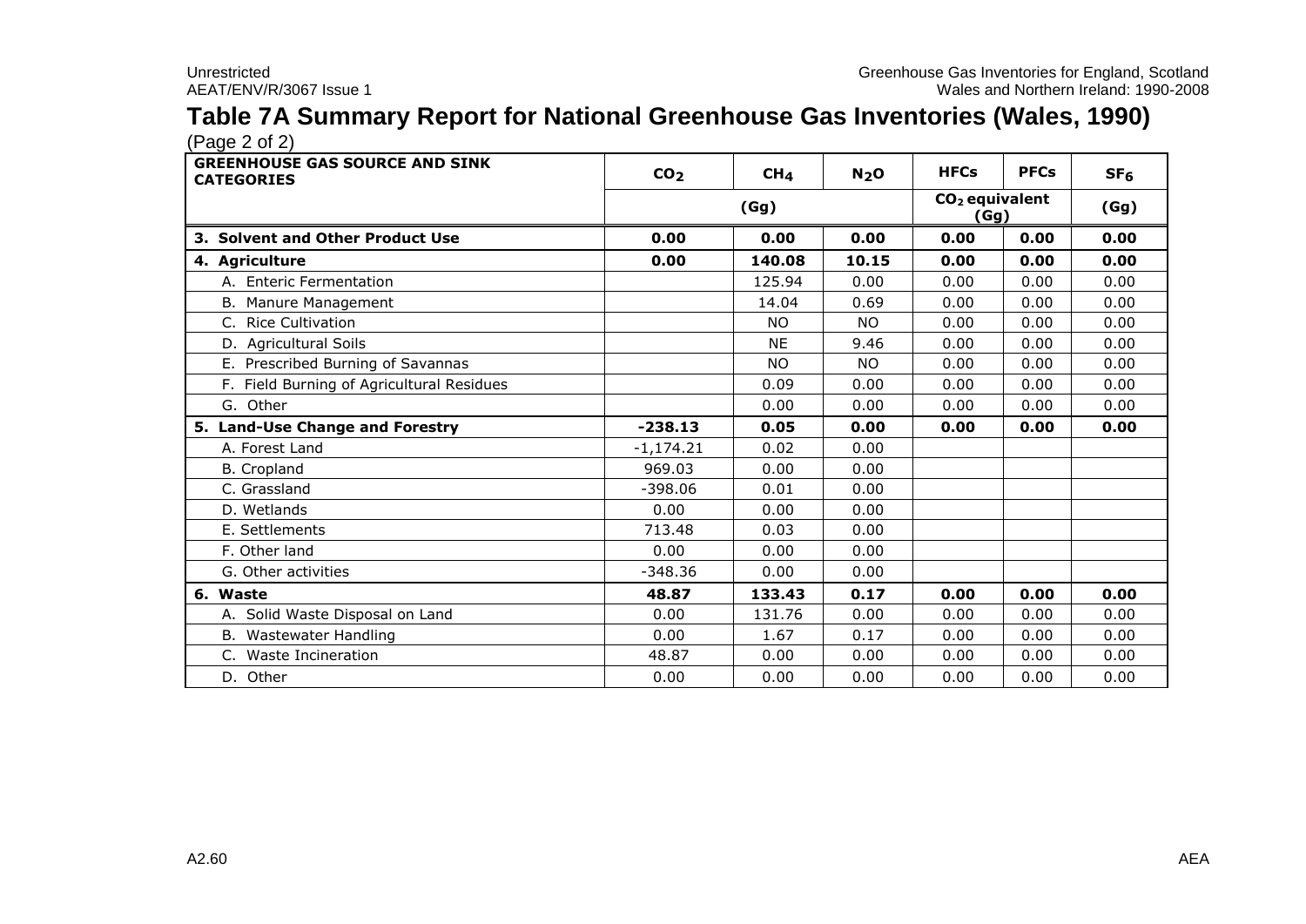# Table 7A Summary Report for National Greenhouse Gas Inventories (Wales, 1990)

(Page 2 of 2)

| GREENHOUSE GAS SOURCE AND SINK CATEGORIES | $CO_2$ | $CH_4$ | $N_2O$ | HFCs | PFCs | $SF_6$ |
|---|---|---|---|---|---|---|
| | (Gg) | | | $CO_2$ equivalent (Gg) | | (Gg) |
| **3. Solvent and Other Product Use** | **0.00** | **0.00** | **0.00** | **0.00** | **0.00** | **0.00** |
| **4. Agriculture** | **0.00** | **140.08** | **10.15** | **0.00** | **0.00** | **0.00** |
| A. Enteric Fermentation | | 125.94 | 0.00 | 0.00 | 0.00 | 0.00 |
| B. Manure Management | | 14.04 | 0.69 | 0.00 | 0.00 | 0.00 |
| C. Rice Cultivation | | NO | NO | 0.00 | 0.00 | 0.00 |
| D. Agricultural Soils | | NE | 9.46 | 0.00 | 0.00 | 0.00 |
| E. Prescribed Burning of Savannas | | NO | NO | 0.00 | 0.00 | 0.00 |
| F. Field Burning of Agricultural Residues | | 0.09 | 0.00 | 0.00 | 0.00 | 0.00 |
| G. Other | | 0.00 | 0.00 | 0.00 | 0.00 | 0.00 |
| **5. Land-Use Change and Forestry** | **-238.13** | **0.05** | **0.00** | **0.00** | **0.00** | **0.00** |
| A. Forest Land | -1,174.21 | 0.02 | 0.00 | | | |
| B. Cropland | 969.03 | 0.00 | 0.00 | | | |
| C. Grassland | -398.06 | 0.01 | 0.00 | | | |
| D. Wetlands | 0.00 | 0.00 | 0.00 | | | |
| E. Settlements | 713.48 | 0.03 | 0.00 | | | |
| F. Other land | 0.00 | 0.00 | 0.00 | | | |
| G. Other activities | -348.36 | 0.00 | 0.00 | | | |
| **6. Waste** | **48.87** | **133.43** | **0.17** | **0.00** | **0.00** | **0.00** |
| A. Solid Waste Disposal on Land | 0.00 | 131.76 | 0.00 | 0.00 | 0.00 | 0.00 |
| B. Wastewater Handling | 0.00 | 1.67 | 0.17 | 0.00 | 0.00 | 0.00 |
| C. Waste Incineration | 48.87 | 0.00 | 0.00 | 0.00 | 0.00 | 0.00 |
| D. Other | 0.00 | 0.00 | 0.00 | 0.00 | 0.00 | 0.00 |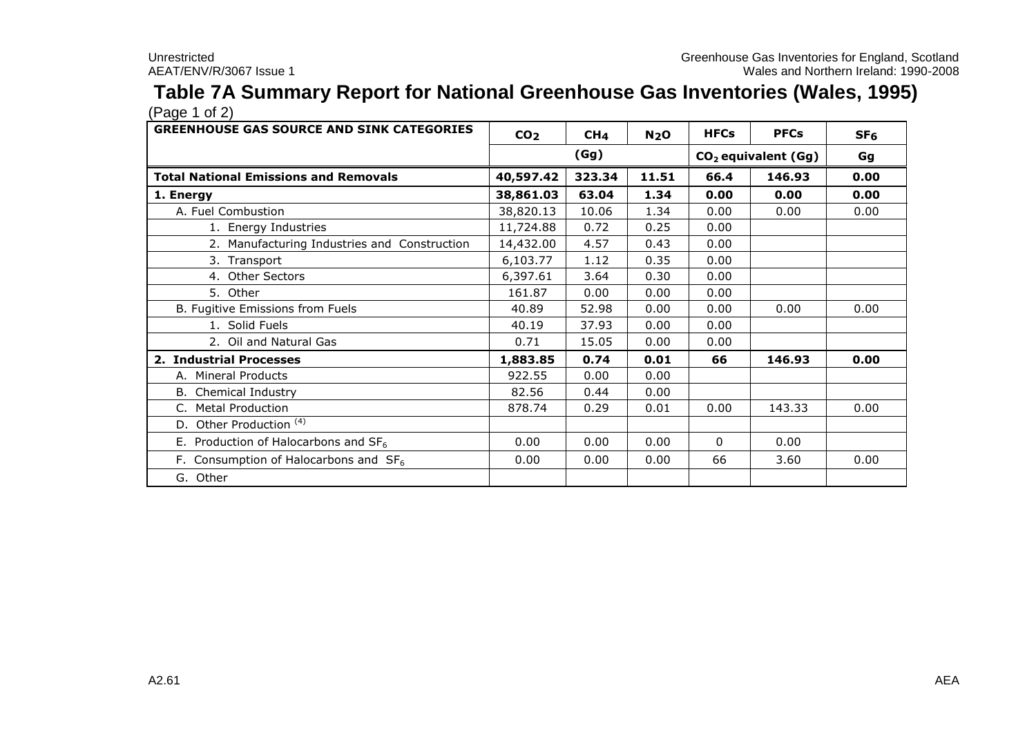# Table 7A Summary Report for National Greenhouse Gas Inventories (Wales, 1995)

(Page 1 of 2)

| GREENHOUSE GAS SOURCE AND SINK CATEGORIES | $CO_2$ | $CH_4$ | $N_2O$ | HFCs | PFCs | $SF_6$ |
|---|---|---|---|---|---|---|
| | (Gg) | | | $CO_2$ equivalent (Gg) | | Gg |
| **Total National Emissions and Removals** | **40,597.42** | **323.34** | **11.51** | **66.4** | **146.93** | **0.00** |
| **1. Energy** | **38,861.03** | **63.04** | **1.34** | **0.00** | **0.00** | **0.00** |
| A. Fuel Combustion | 38,820.13 | 10.06 | 1.34 | 0.00 | 0.00 | 0.00 |
| 1. Energy Industries | 11,724.88 | 0.72 | 0.25 | 0.00 | | |
| 2. Manufacturing Industries and Construction | 14,432.00 | 4.57 | 0.43 | 0.00 | | |
| 3. Transport | 6,103.77 | 1.12 | 0.35 | 0.00 | | |
| 4. Other Sectors | 6,397.61 | 3.64 | 0.30 | 0.00 | | |
| 5. Other | 161.87 | 0.00 | 0.00 | 0.00 | | |
| B. Fugitive Emissions from Fuels | 40.89 | 52.98 | 0.00 | 0.00 | 0.00 | 0.00 |
| 1. Solid Fuels | 40.19 | 37.93 | 0.00 | 0.00 | | |
| 2. Oil and Natural Gas | 0.71 | 15.05 | 0.00 | 0.00 | | |
| **2. Industrial Processes** | **1,883.85** | **0.74** | **0.01** | **66** | **146.93** | **0.00** |
| A. Mineral Products | 922.55 | 0.00 | 0.00 | | | |
| B. Chemical Industry | 82.56 | 0.44 | 0.00 | | | |
| C. Metal Production | 878.74 | 0.29 | 0.01 | 0.00 | 143.33 | 0.00 |
| D. Other Production [(4)] | | | | | | |
| E. Production of Halocarbons and $SF_6$ | 0.00 | 0.00 | 0.00 | 0 | 0.00 | |
| F. Consumption of Halocarbons and $SF_6$ | 0.00 | 0.00 | 0.00 | 66 | 3.60 | 0.00 |
| G. Other | | | | | | |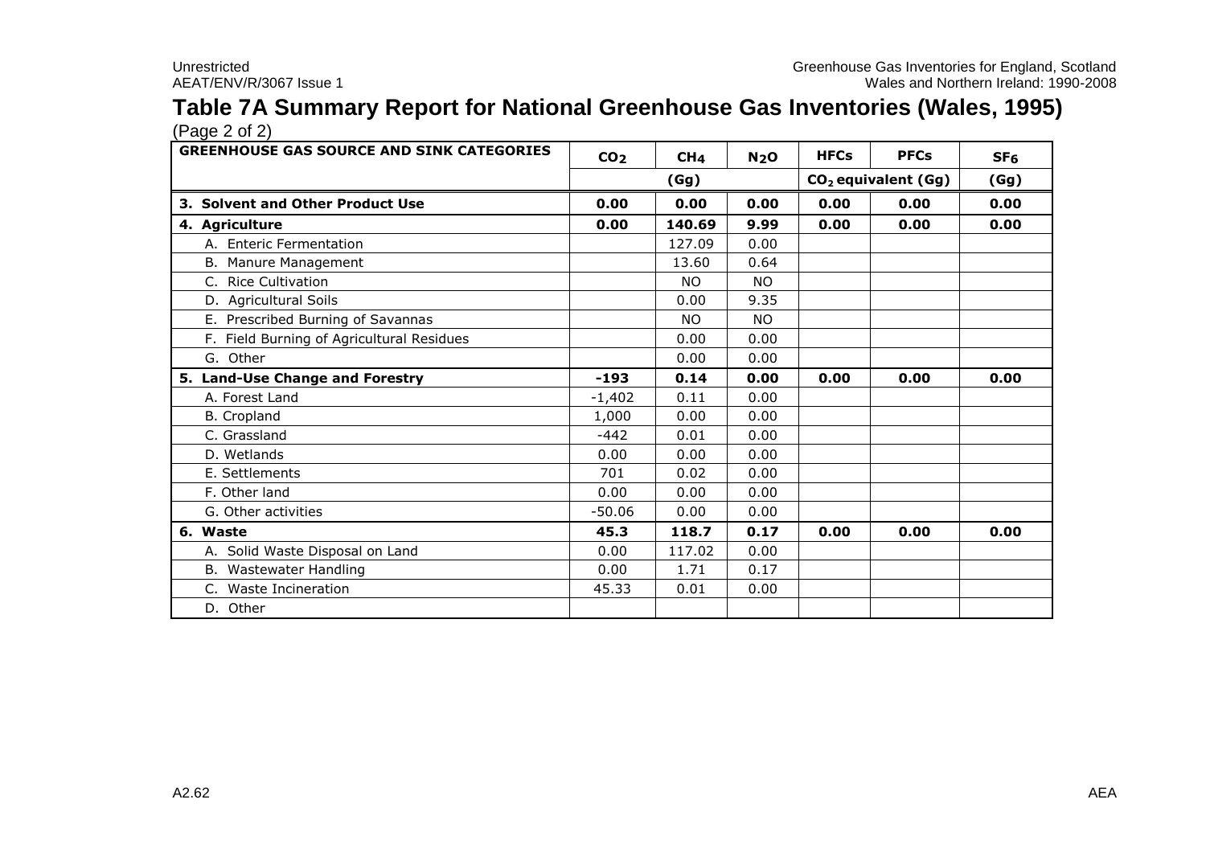# Table 7A Summary Report for National Greenhouse Gas Inventories (Wales, 1995)

(Page 2 of 2)

| GREENHOUSE GAS SOURCE AND SINK CATEGORIES | $CO_2$ | $CH_4$ | $N_2O$ | HFCs | PFCs | $SF_6$ |
|---|---|---|---|---|---|---|
| | (Gg) | | | $CO_2$ equivalent (Gg) | | (Gg) |
| **3. Solvent and Other Product Use** | **0.00** | **0.00** | **0.00** | **0.00** | **0.00** | **0.00** |
| **4. Agriculture** | **0.00** | **140.69** | **9.99** | **0.00** | **0.00** | **0.00** |
| A. Enteric Fermentation | | 127.09 | 0.00 | | | |
| B. Manure Management | | 13.60 | 0.64 | | | |
| C. Rice Cultivation | | NO | NO | | | |
| D. Agricultural Soils | | 0.00 | 9.35 | | | |
| E. Prescribed Burning of Savannas | | NO | NO | | | |
| F. Field Burning of Agricultural Residues | | 0.00 | 0.00 | | | |
| G. Other | | 0.00 | 0.00 | | | |
| **5. Land-Use Change and Forestry** | **-193** | **0.14** | **0.00** | **0.00** | **0.00** | **0.00** |
| A. Forest Land | -1,402 | 0.11 | 0.00 | | | |
| B. Cropland | 1,000 | 0.00 | 0.00 | | | |
| C. Grassland | -442 | 0.01 | 0.00 | | | |
| D. Wetlands | 0.00 | 0.00 | 0.00 | | | |
| E. Settlements | 701 | 0.02 | 0.00 | | | |
| F. Other land | 0.00 | 0.00 | 0.00 | | | |
| G. Other activities | -50.06 | 0.00 | 0.00 | | | |
| **6. Waste** | **45.3** | **118.7** | **0.17** | **0.00** | **0.00** | **0.00** |
| A. Solid Waste Disposal on Land | 0.00 | 117.02 | 0.00 | | | |
| B. Wastewater Handling | 0.00 | 1.71 | 0.17 | | | |
| C. Waste Incineration | 45.33 | 0.01 | 0.00 | | | |
| D. Other | | | | | | |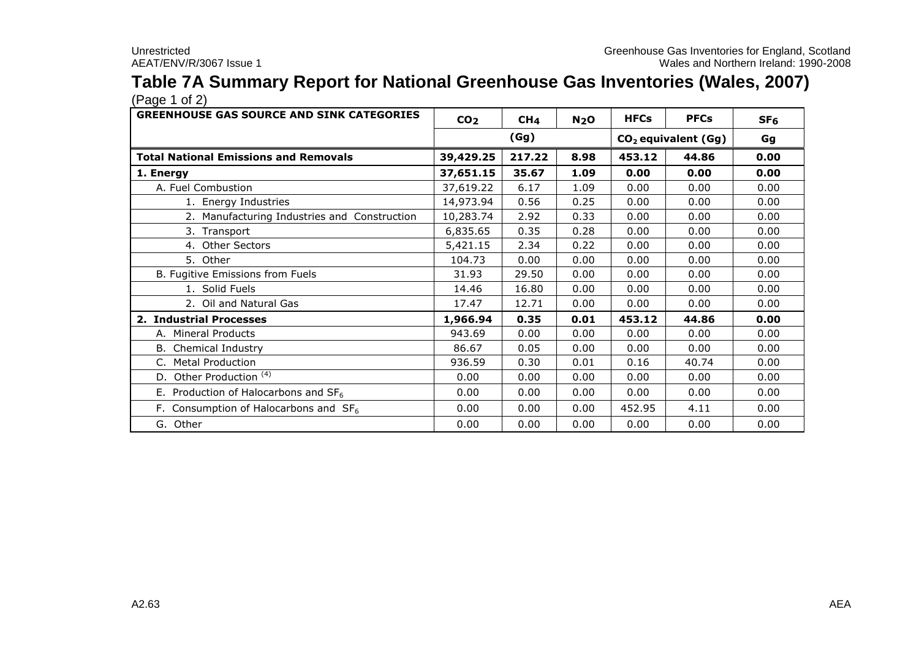## Table 7A Summary Report for National Greenhouse Gas Inventories (Wales, 2007)

(Page 1 of 2)

| GREENHOUSE GAS SOURCE AND SINK CATEGORIES | $CO_2$ | $CH_4$ | $N_2O$ | HFCs | PFCs | $SF_6$ |
|---|---|---|---|---|---|---|
| | (Gg) | | | $CO_2$ equivalent (Gg) | | Gg |
| **Total National Emissions and Removals** | **39,429.25** | **217.22** | **8.98** | **453.12** | **44.86** | **0.00** |
| **1. Energy** | **37,651.15** | **35.67** | **1.09** | **0.00** | **0.00** | **0.00** |
| A. Fuel Combustion | 37,619.22 | 6.17 | 1.09 | 0.00 | 0.00 | 0.00 |
| 1. Energy Industries | 14,973.94 | 0.56 | 0.25 | 0.00 | 0.00 | 0.00 |
| 2. Manufacturing Industries and Construction | 10,283.74 | 2.92 | 0.33 | 0.00 | 0.00 | 0.00 |
| 3. Transport | 6,835.65 | 0.35 | 0.28 | 0.00 | 0.00 | 0.00 |
| 4. Other Sectors | 5,421.15 | 2.34 | 0.22 | 0.00 | 0.00 | 0.00 |
| 5. Other | 104.73 | 0.00 | 0.00 | 0.00 | 0.00 | 0.00 |
| B. Fugitive Emissions from Fuels | 31.93 | 29.50 | 0.00 | 0.00 | 0.00 | 0.00 |
| 1. Solid Fuels | 14.46 | 16.80 | 0.00 | 0.00 | 0.00 | 0.00 |
| 2. Oil and Natural Gas | 17.47 | 12.71 | 0.00 | 0.00 | 0.00 | 0.00 |
| **2. Industrial Processes** | **1,966.94** | **0.35** | **0.01** | **453.12** | **44.86** | **0.00** |
| A. Mineral Products | 943.69 | 0.00 | 0.00 | 0.00 | 0.00 | 0.00 |
| B. Chemical Industry | 86.67 | 0.05 | 0.00 | 0.00 | 0.00 | 0.00 |
| C. Metal Production | 936.59 | 0.30 | 0.01 | 0.16 | 40.74 | 0.00 |
| D. Other Production [(4)] | 0.00 | 0.00 | 0.00 | 0.00 | 0.00 | 0.00 |
| E. Production of Halocarbons and $SF_6$ | 0.00 | 0.00 | 0.00 | 0.00 | 0.00 | 0.00 |
| F. Consumption of Halocarbons and $SF_6$ | 0.00 | 0.00 | 0.00 | 452.95 | 4.11 | 0.00 |
| G. Other | 0.00 | 0.00 | 0.00 | 0.00 | 0.00 | 0.00 |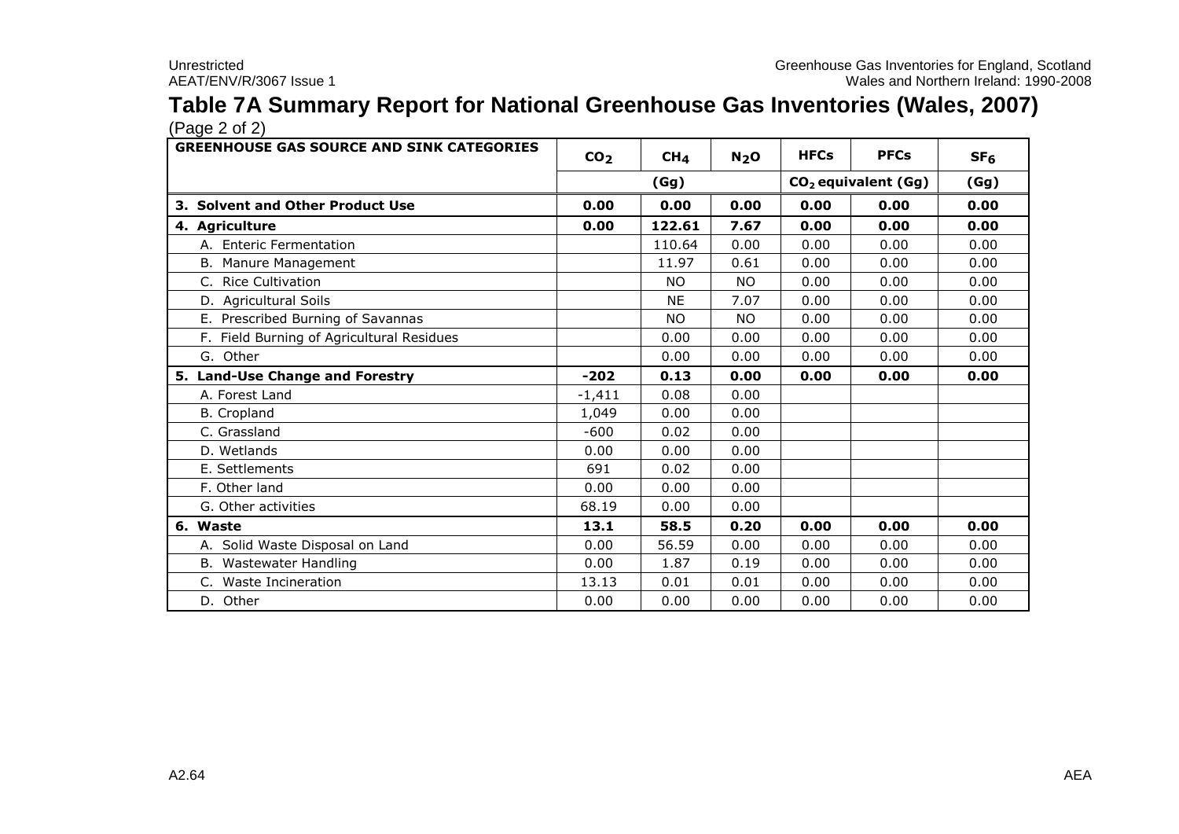# Table 7A Summary Report for National Greenhouse Gas Inventories (Wales, 2007)

(Page 2 of 2)

| GREENHOUSE GAS SOURCE AND SINK CATEGORIES | $CO_2$ | $CH_4$ | $N_2O$ | HFCs | PFCs | $SF_6$ |
|---|---|---|---|---|---|---|
| | (Gg) | | | $CO_2$ equivalent (Gg) | | (Gg) |
| **3. Solvent and Other Product Use** | **0.00** | **0.00** | **0.00** | **0.00** | **0.00** | **0.00** |
| **4. Agriculture** | **0.00** | **122.61** | **7.67** | **0.00** | **0.00** | **0.00** |
| A. Enteric Fermentation | | 110.64 | 0.00 | 0.00 | 0.00 | 0.00 |
| B. Manure Management | | 11.97 | 0.61 | 0.00 | 0.00 | 0.00 |
| C. Rice Cultivation | | NO | NO | 0.00 | 0.00 | 0.00 |
| D. Agricultural Soils | | NE | 7.07 | 0.00 | 0.00 | 0.00 |
| E. Prescribed Burning of Savannas | | NO | NO | 0.00 | 0.00 | 0.00 |
| F. Field Burning of Agricultural Residues | | 0.00 | 0.00 | 0.00 | 0.00 | 0.00 |
| G. Other | | 0.00 | 0.00 | 0.00 | 0.00 | 0.00 |
| **5. Land-Use Change and Forestry** | **-202** | **0.13** | **0.00** | **0.00** | **0.00** | **0.00** |
| A. Forest Land | -1,411 | 0.08 | 0.00 | | | |
| B. Cropland | 1,049 | 0.00 | 0.00 | | | |
| C. Grassland | -600 | 0.02 | 0.00 | | | |
| D. Wetlands | 0.00 | 0.00 | 0.00 | | | |
| E. Settlements | 691 | 0.02 | 0.00 | | | |
| F. Other land | 0.00 | 0.00 | 0.00 | | | |
| G. Other activities | 68.19 | 0.00 | 0.00 | | | |
| **6. Waste** | **13.1** | **58.5** | **0.20** | **0.00** | **0.00** | **0.00** |
| A. Solid Waste Disposal on Land | 0.00 | 56.59 | 0.00 | 0.00 | 0.00 | 0.00 |
| B. Wastewater Handling | 0.00 | 1.87 | 0.19 | 0.00 | 0.00 | 0.00 |
| C. Waste Incineration | 13.13 | 0.01 | 0.01 | 0.00 | 0.00 | 0.00 |
| D. Other | 0.00 | 0.00 | 0.00 | 0.00 | 0.00 | 0.00 |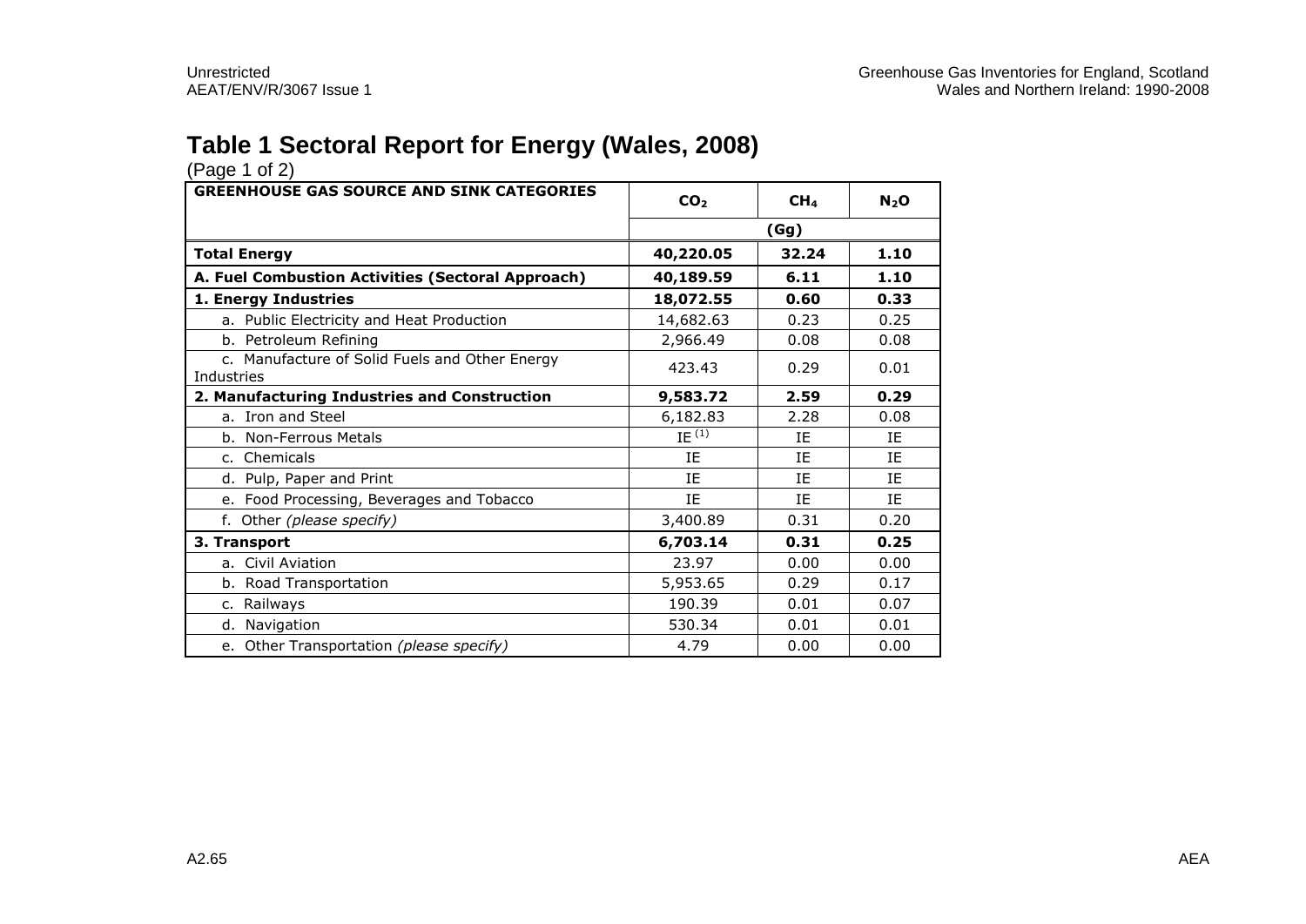# Table 1 Sectoral Report for Energy (Wales, 2008)

(Page 1 of 2)

| GREENHOUSE GAS SOURCE AND SINK CATEGORIES | $CO_2$ | $CH_4$ | $N_2O$ |
|---|---|---|---|
| | (Gg) | | |
| **Total Energy** | **40,220.05** | **32.24** | **1.10** |
| **A. Fuel Combustion Activities (Sectoral Approach)** | **40,189.59** | **6.11** | **1.10** |
| **1. Energy Industries** | **18,072.55** | **0.60** | **0.33** |
| a. Public Electricity and Heat Production | 14,682.63 | 0.23 | 0.25 |
| b. Petroleum Refining | 2,966.49 | 0.08 | 0.08 |
| c. Manufacture of Solid Fuels and Other Energy Industries | 423.43 | 0.29 | 0.01 |
| **2. Manufacturing Industries and Construction** | **9,583.72** | **2.59** | **0.29** |
| a. Iron and Steel | 6,182.83 | 2.28 | 0.08 |
| b. Non-Ferrous Metals | IE [(1)] | IE | IE |
| c. Chemicals | IE | IE | IE |
| d. Pulp, Paper and Print | IE | IE | IE |
| e. Food Processing, Beverages and Tobacco | IE | IE | IE |
| f. Other *(please specify)* | 3,400.89 | 0.31 | 0.20 |
| **3. Transport** | **6,703.14** | **0.31** | **0.25** |
| a. Civil Aviation | 23.97 | 0.00 | 0.00 |
| b. Road Transportation | 5,953.65 | 0.29 | 0.17 |
| c. Railways | 190.39 | 0.01 | 0.07 |
| d. Navigation | 530.34 | 0.01 | 0.01 |
| e. Other Transportation *(please specify)* | 4.79 | 0.00 | 0.00 |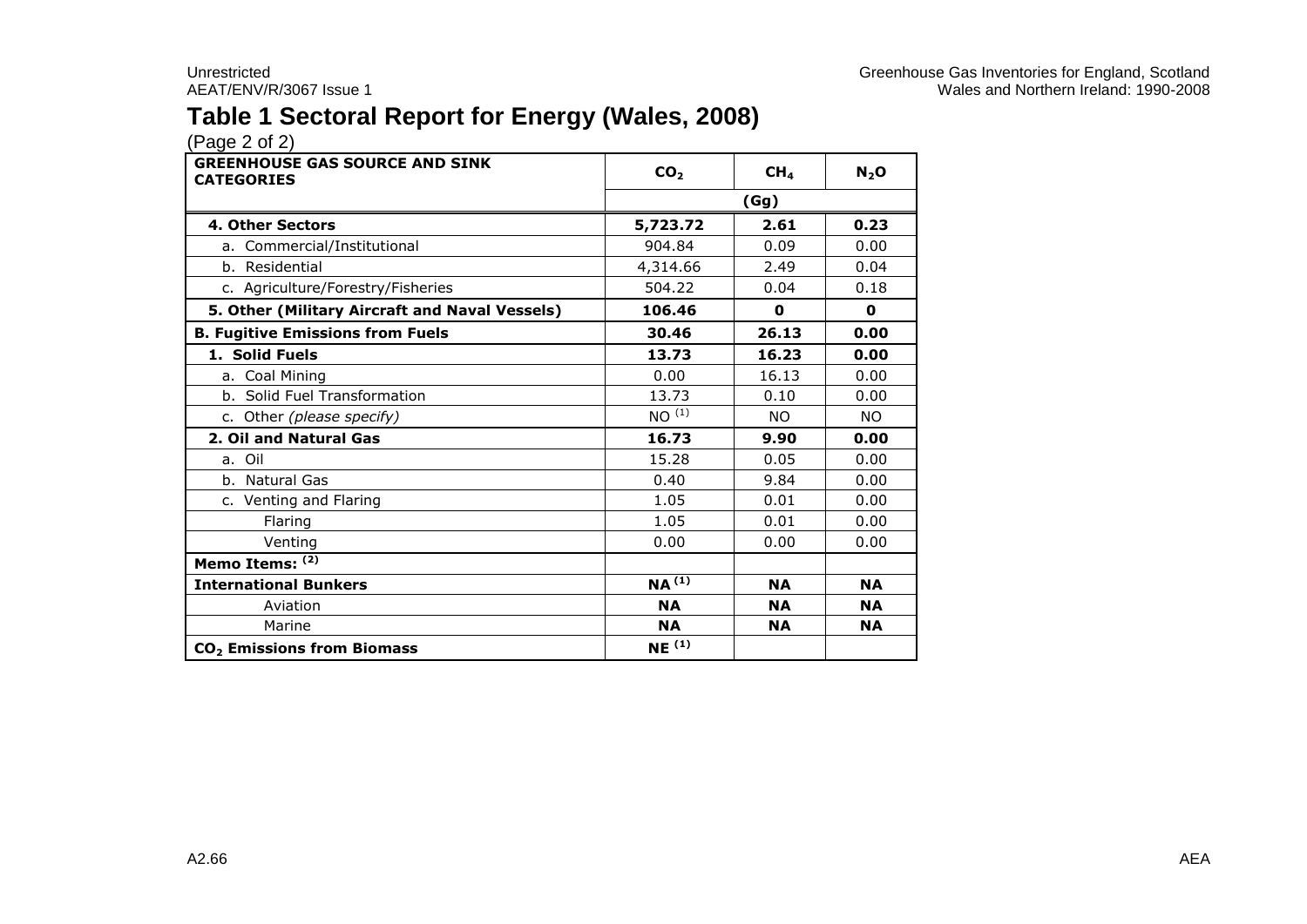# Table 1 Sectoral Report for Energy (Wales, 2008)

(Page 2 of 2)

| GREENHOUSE GAS SOURCE AND SINK CATEGORIES | $CO_2$ | $CH_4$ | $N_2O$ |
|---|---|---|---|
| | (Gg) | | |
| **4. Other Sectors** | **5,723.72** | **2.61** | **0.23** |
| a. Commercial/Institutional | 904.84 | 0.09 | 0.00 |
| b. Residential | 4,314.66 | 2.49 | 0.04 |
| c. Agriculture/Forestry/Fisheries | 504.22 | 0.04 | 0.18 |
| **5. Other (Military Aircraft and Naval Vessels)** | **106.46** | **0** | **0** |
| **B. Fugitive Emissions from Fuels** | **30.46** | **26.13** | **0.00** |
| **1. Solid Fuels** | **13.73** | **16.23** | **0.00** |
| a. Coal Mining | 0.00 | 16.13 | 0.00 |
| b. Solid Fuel Transformation | 13.73 | 0.10 | 0.00 |
| c. Other *(please specify)* | NO [1] | NO | NO |
| **2. Oil and Natural Gas** | **16.73** | **9.90** | **0.00** |
| a. Oil | 15.28 | 0.05 | 0.00 |
| b. Natural Gas | 0.40 | 9.84 | 0.00 |
| c. Venting and Flaring | 1.05 | 0.01 | 0.00 |
| Flaring | 1.05 | 0.01 | 0.00 |
| Venting | 0.00 | 0.00 | 0.00 |
| **Memo Items: [2]** | | | |
| **International Bunkers** | **NA [1]** | **NA** | **NA** |
| Aviation | **NA** | **NA** | **NA** |
| Marine | **NA** | **NA** | **NA** |
| **$CO_2$ Emissions from Biomass** | **NE [1]** | | |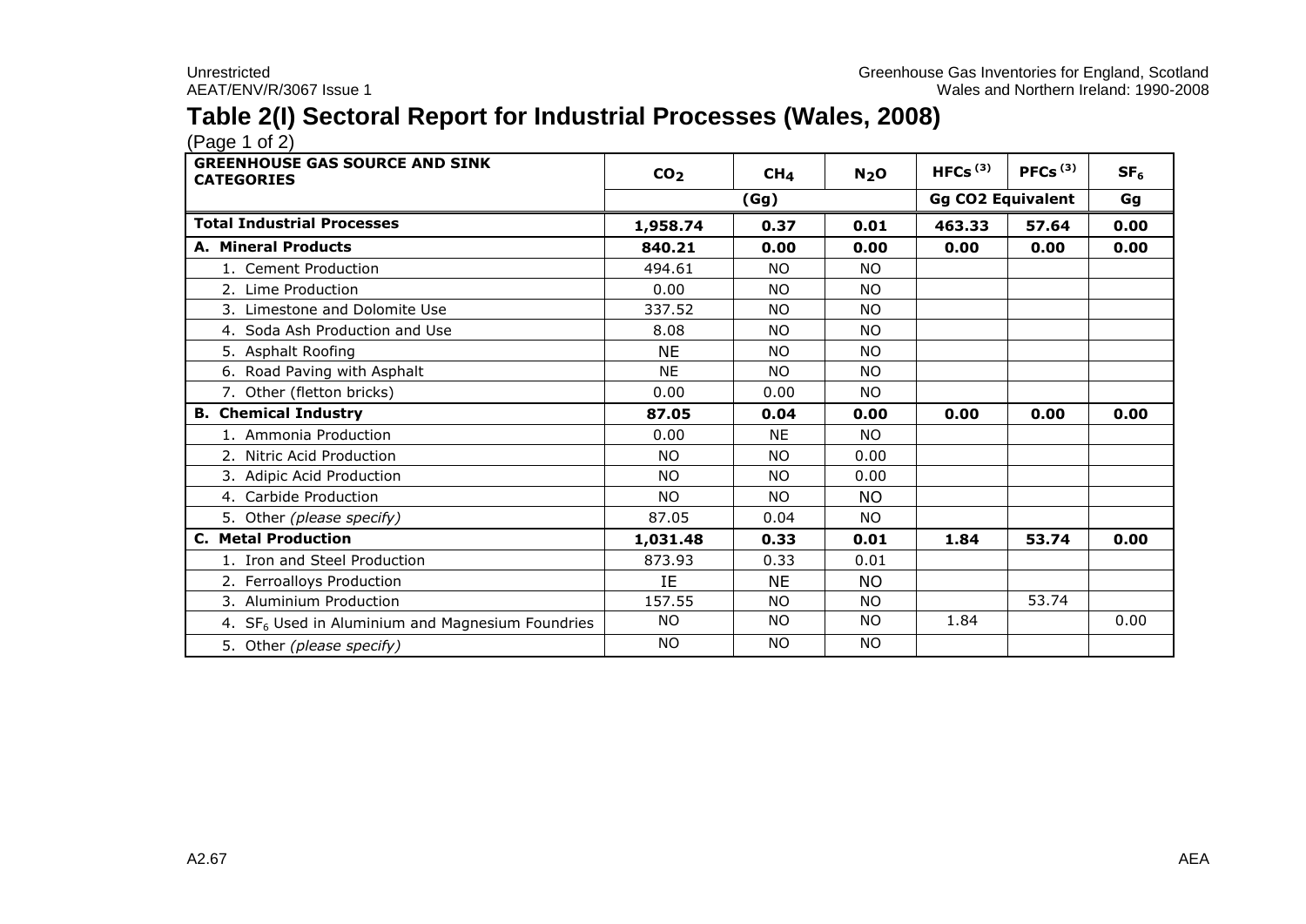## Table 2(I) Sectoral Report for Industrial Processes (Wales, 2008)

(Page 1 of 2)

| GREENHOUSE GAS SOURCE AND SINK CATEGORIES | $CO_2$ | $CH_4$ | $N_2O$ | HFCs [3] | PFCs [3] | $SF_6$ |
|---|---|---|---|---|---|---|
| | (Gg) | | | Gg CO2 Equivalent | | Gg |
| **Total Industrial Processes** | **1,958.74** | **0.37** | **0.01** | **463.33** | **57.64** | **0.00** |
| **A. Mineral Products** | **840.21** | **0.00** | **0.00** | **0.00** | **0.00** | **0.00** |
| 1. Cement Production | 494.61 | NO | NO | | | |
| 2. Lime Production | 0.00 | NO | NO | | | |
| 3. Limestone and Dolomite Use | 337.52 | NO | NO | | | |
| 4. Soda Ash Production and Use | 8.08 | NO | NO | | | |
| 5. Asphalt Roofing | NE | NO | NO | | | |
| 6. Road Paving with Asphalt | NE | NO | NO | | | |
| 7. Other (fletton bricks) | 0.00 | 0.00 | NO | | | |
| **B. Chemical Industry** | **87.05** | **0.04** | **0.00** | **0.00** | **0.00** | **0.00** |
| 1. Ammonia Production | 0.00 | NE | NO | | | |
| 2. Nitric Acid Production | NO | NO | 0.00 | | | |
| 3. Adipic Acid Production | NO | NO | 0.00 | | | |
| 4. Carbide Production | NO | NO | NO | | | |
| 5. Other *(please specify)* | 87.05 | 0.04 | NO | | | |
| **C. Metal Production** | **1,031.48** | **0.33** | **0.01** | **1.84** | **53.74** | **0.00** |
| 1. Iron and Steel Production | 873.93 | 0.33 | 0.01 | | | |
| 2. Ferroalloys Production | IE | NE | NO | | | |
| 3. Aluminium Production | 157.55 | NO | NO | | 53.74 | |
| 4. $SF_6$ Used in Aluminium and Magnesium Foundries | NO | NO | NO | 1.84 | | 0.00 |
| 5. Other *(please specify)* | NO | NO | NO | | | |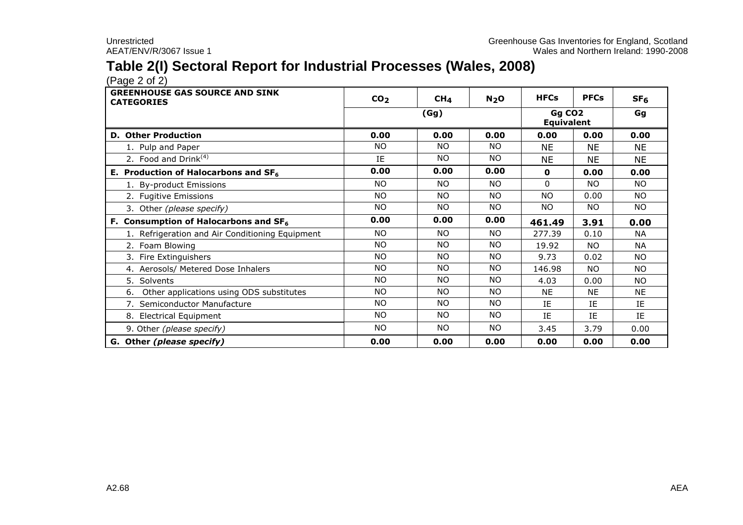# Table 2(I) Sectoral Report for Industrial Processes (Wales, 2008)

(Page 2 of 2)

| GREENHOUSE GAS SOURCE AND SINK CATEGORIES | $CO_2$ | $CH_4$ | $N_2O$ | HFCs | PFCs | $SF_6$ |
|---|---|---|---|---|---|---|
| | (Gg) | | | Gg CO2 Equivalent | | Gg |
| **D. Other Production** | **0.00** | **0.00** | **0.00** | **0.00** | **0.00** | **0.00** |
| 1. Pulp and Paper | NO | NO | NO | NE | NE | NE |
| 2. Food and Drink[(4)] | IE | NO | NO | NE | NE | NE |
| **E. Production of Halocarbons and $SF_6$** | **0.00** | **0.00** | **0.00** | **0** | **0.00** | **0.00** |
| 1. By-product Emissions | NO | NO | NO | 0 | NO | NO |
| 2. Fugitive Emissions | NO | NO | NO | NO | 0.00 | NO |
| 3. Other *(please specify)* | NO | NO | NO | NO | NO | NO |
| **F. Consumption of Halocarbons and $SF_6$** | **0.00** | **0.00** | **0.00** | **461.49** | **3.91** | **0.00** |
| 1. Refrigeration and Air Conditioning Equipment | NO | NO | NO | 277.39 | 0.10 | NA |
| 2. Foam Blowing | NO | NO | NO | 19.92 | NO | NA |
| 3. Fire Extinguishers | NO | NO | NO | 9.73 | 0.02 | NO |
| 4. Aerosols/ Metered Dose Inhalers | NO | NO | NO | 146.98 | NO | NO |
| 5. Solvents | NO | NO | NO | 4.03 | 0.00 | NO |
| 6. Other applications using ODS substitutes | NO | NO | NO | NE | NE | NE |
| 7. Semiconductor Manufacture | NO | NO | NO | IE | IE | IE |
| 8. Electrical Equipment | NO | NO | NO | IE | IE | IE |
| 9. Other *(please specify)* | NO | NO | NO | 3.45 | 3.79 | 0.00 |
| **G. Other *(please specify)*** | **0.00** | **0.00** | **0.00** | **0.00** | **0.00** | **0.00** |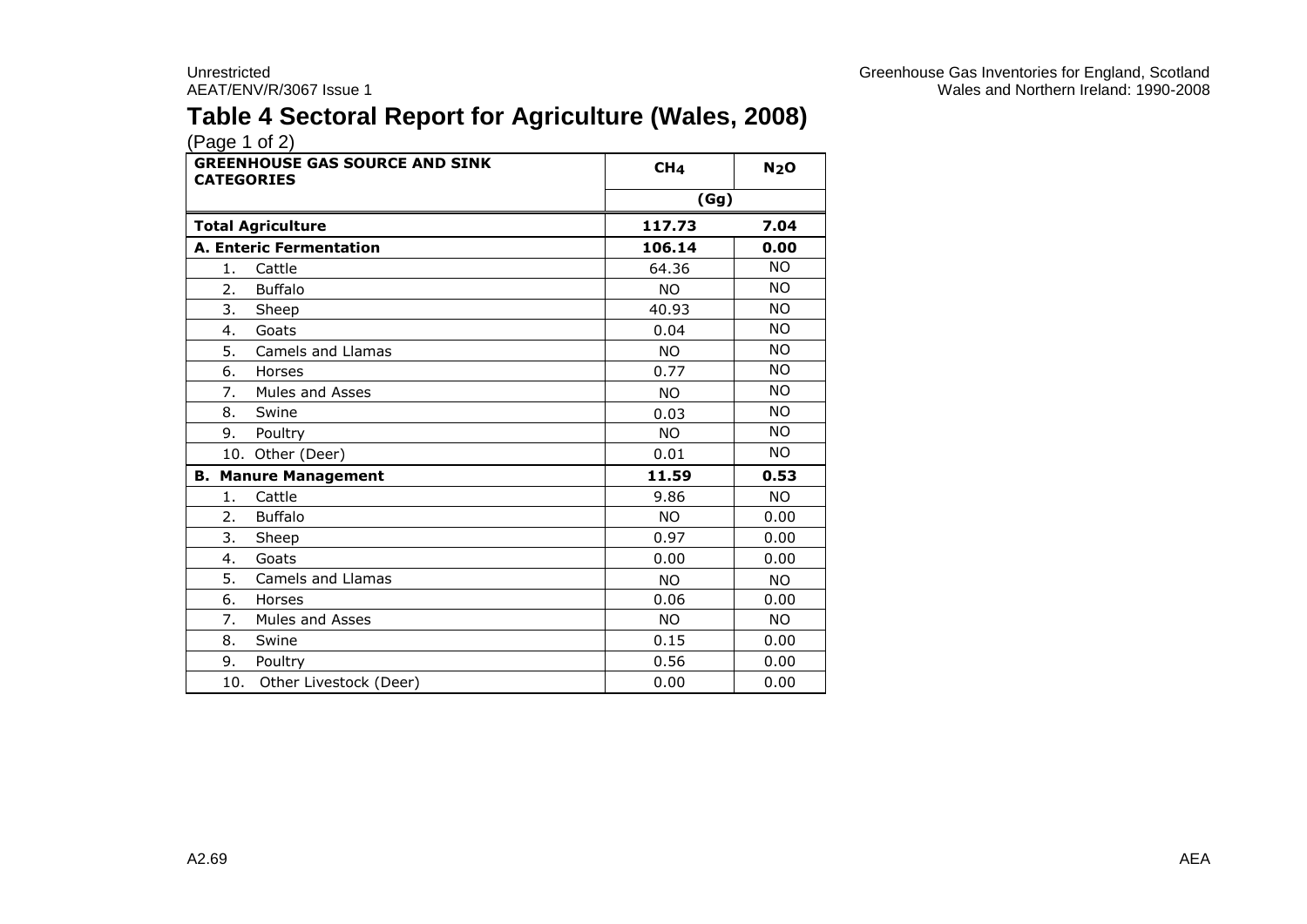# Table 4 Sectoral Report for Agriculture (Wales, 2008)

(Page 1 of 2)

| GREENHOUSE GAS SOURCE AND SINK CATEGORIES | $CH_4$ | $N_2O$ |
|---|---|---|
| | (Gg) | |
| **Total Agriculture** | **117.73** | **7.04** |
| **A. Enteric Fermentation** | **106.14** | **0.00** |
| 1. Cattle | 64.36 | NO |
| 2. Buffalo | NO | NO |
| 3. Sheep | 40.93 | NO |
| 4. Goats | 0.04 | NO |
| 5. Camels and Llamas | NO | NO |
| 6. Horses | 0.77 | NO |
| 7. Mules and Asses | NO | NO |
| 8. Swine | 0.03 | NO |
| 9. Poultry | NO | NO |
| 10. Other (Deer) | 0.01 | NO |
| **B. Manure Management** | **11.59** | **0.53** |
| 1. Cattle | 9.86 | NO |
| 2. Buffalo | NO | 0.00 |
| 3. Sheep | 0.97 | 0.00 |
| 4. Goats | 0.00 | 0.00 |
| 5. Camels and Llamas | NO | NO |
| 6. Horses | 0.06 | 0.00 |
| 7. Mules and Asses | NO | NO |
| 8. Swine | 0.15 | 0.00 |
| 9. Poultry | 0.56 | 0.00 |
| 10. Other Livestock (Deer) | 0.00 | 0.00 |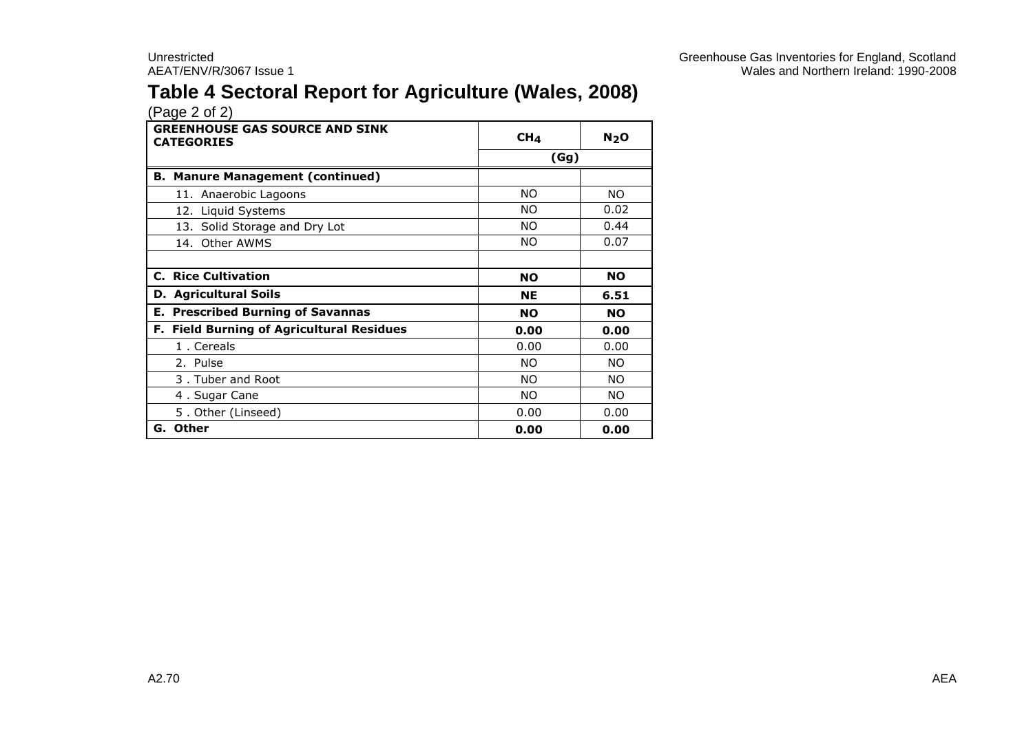# Table 4 Sectoral Report for Agriculture (Wales, 2008)

(Page 2 of 2)

| GREENHOUSE GAS SOURCE AND SINK CATEGORIES | $CH_4$ | $N_2O$ |
|---|---|---|
| | (Gg) | |
| **B. Manure Management (continued)** | | |
| 11. Anaerobic Lagoons | NO | NO |
| 12. Liquid Systems | NO | 0.02 |
| 13. Solid Storage and Dry Lot | NO | 0.44 |
| 14. Other AWMS | NO | 0.07 |
| | | |
| **C. Rice Cultivation** | **NO** | **NO** |
| **D. Agricultural Soils** | **NE** | **6.51** |
| **E. Prescribed Burning of Savannas** | **NO** | **NO** |
| **F. Field Burning of Agricultural Residues** | **0.00** | **0.00** |
| 1 . Cereals | 0.00 | 0.00 |
| 2. Pulse | NO | NO |
| 3 . Tuber and Root | NO | NO |
| 4 . Sugar Cane | NO | NO |
| 5 . Other (Linseed) | 0.00 | 0.00 |
| **G. Other** | **0.00** | **0.00** |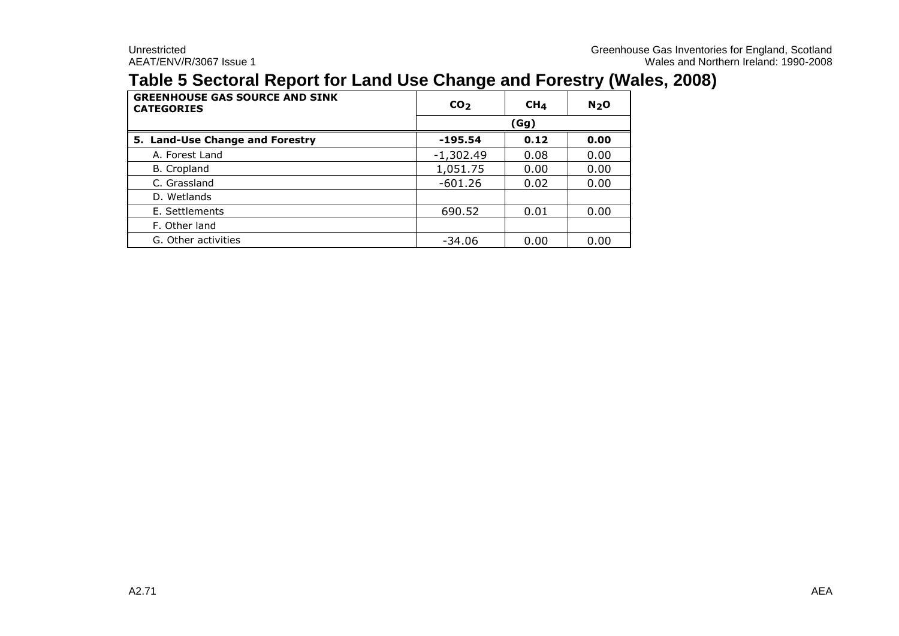## Table 5 Sectoral Report for Land Use Change and Forestry (Wales, 2008)

| GREENHOUSE GAS SOURCE AND SINK CATEGORIES | $CO_2$ | $CH_4$ | $N_2O$ |
|---|---|---|---|
| | (Gg) | | |
| **5. Land-Use Change and Forestry** | **-195.54** | **0.12** | **0.00** |
| A. Forest Land | -1,302.49 | 0.08 | 0.00 |
| B. Cropland | 1,051.75 | 0.00 | 0.00 |
| C. Grassland | -601.26 | 0.02 | 0.00 |
| D. Wetlands | | | |
| E. Settlements | 690.52 | 0.01 | 0.00 |
| F. Other land | | | |
| G. Other activities | -34.06 | 0.00 | 0.00 |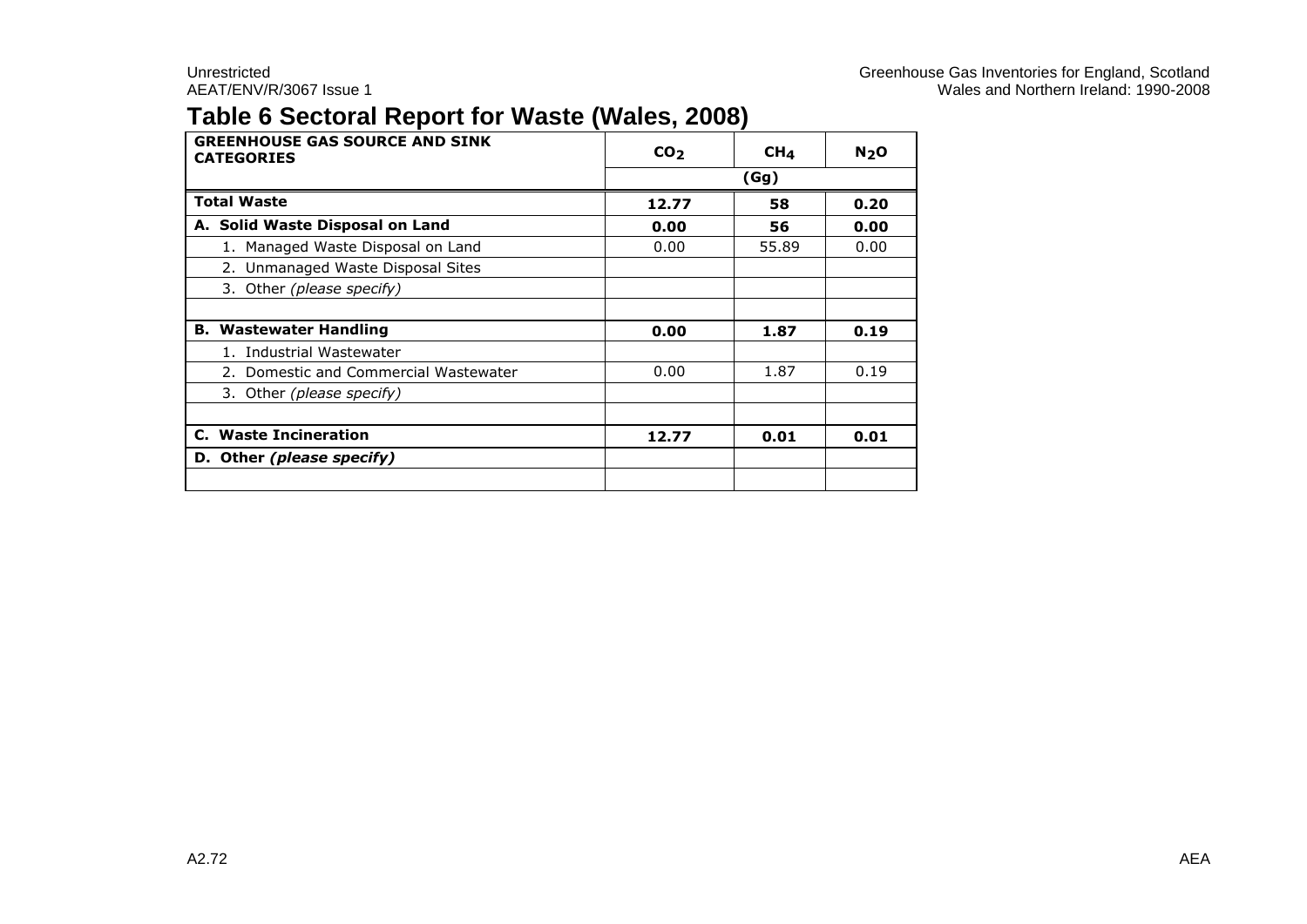# Table 6 Sectoral Report for Waste (Wales, 2008)

| GREENHOUSE GAS SOURCE AND SINK CATEGORIES | $CO_2$ | $CH_4$ | $N_2O$ |
|---|---|---|---|
| | (Gg) | | |
| **Total Waste** | **12.77** | **58** | **0.20** |
| **A. Solid Waste Disposal on Land** | **0.00** | **56** | **0.00** |
| 1. Managed Waste Disposal on Land | 0.00 | 55.89 | 0.00 |
| 2. Unmanaged Waste Disposal Sites | | | |
| 3. Other *(please specify)* | | | |
| | | | |
| **B. Wastewater Handling** | **0.00** | **1.87** | **0.19** |
| 1. Industrial Wastewater | | | |
| 2. Domestic and Commercial Wastewater | 0.00 | 1.87 | 0.19 |
| 3. Other *(please specify)* | | | |
| | | | |
| **C. Waste Incineration** | **12.77** | **0.01** | **0.01** |
| **D. Other *(please specify)*** | | | |
| | | | |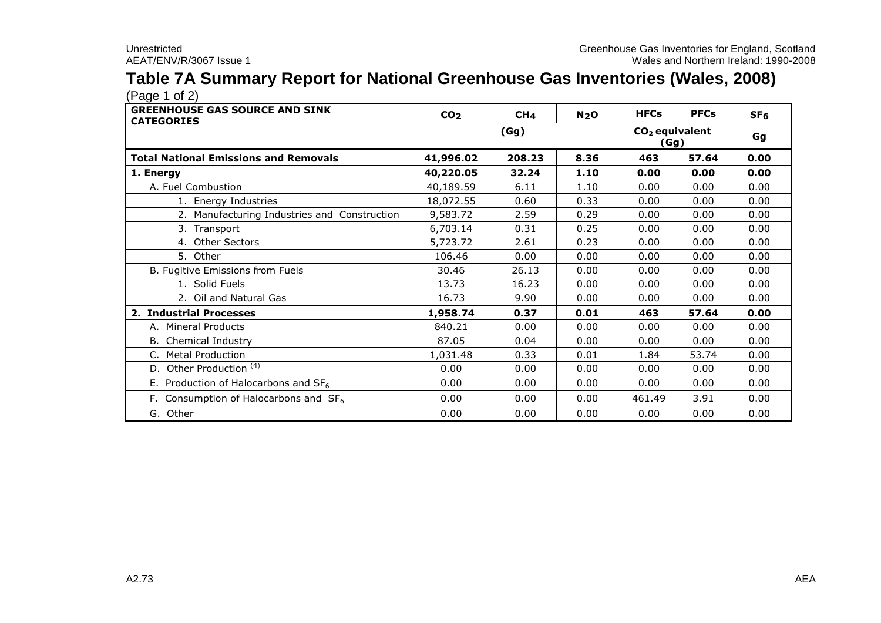# Table 7A Summary Report for National Greenhouse Gas Inventories (Wales, 2008)

(Page 1 of 2)

| GREENHOUSE GAS SOURCE AND SINK CATEGORIES | $CO_2$ | $CH_4$ | $N_2O$ | HFCs | PFCs | $SF_6$ |
|---|---|---|---|---|---|---|
| | (Gg) | | | $CO_2$ equivalent (Gg) | | Gg |
| **Total National Emissions and Removals** | **41,996.02** | **208.23** | **8.36** | **463** | **57.64** | **0.00** |
| **1. Energy** | **40,220.05** | **32.24** | **1.10** | **0.00** | **0.00** | **0.00** |
| A. Fuel Combustion | 40,189.59 | 6.11 | 1.10 | 0.00 | 0.00 | 0.00 |
| 1. Energy Industries | 18,072.55 | 0.60 | 0.33 | 0.00 | 0.00 | 0.00 |
| 2. Manufacturing Industries and Construction | 9,583.72 | 2.59 | 0.29 | 0.00 | 0.00 | 0.00 |
| 3. Transport | 6,703.14 | 0.31 | 0.25 | 0.00 | 0.00 | 0.00 |
| 4. Other Sectors | 5,723.72 | 2.61 | 0.23 | 0.00 | 0.00 | 0.00 |
| 5. Other | 106.46 | 0.00 | 0.00 | 0.00 | 0.00 | 0.00 |
| B. Fugitive Emissions from Fuels | 30.46 | 26.13 | 0.00 | 0.00 | 0.00 | 0.00 |
| 1. Solid Fuels | 13.73 | 16.23 | 0.00 | 0.00 | 0.00 | 0.00 |
| 2. Oil and Natural Gas | 16.73 | 9.90 | 0.00 | 0.00 | 0.00 | 0.00 |
| **2. Industrial Processes** | **1,958.74** | **0.37** | **0.01** | **463** | **57.64** | **0.00** |
| A. Mineral Products | 840.21 | 0.00 | 0.00 | 0.00 | 0.00 | 0.00 |
| B. Chemical Industry | 87.05 | 0.04 | 0.00 | 0.00 | 0.00 | 0.00 |
| C. Metal Production | 1,031.48 | 0.33 | 0.01 | 1.84 | 53.74 | 0.00 |
| D. Other Production [4] | 0.00 | 0.00 | 0.00 | 0.00 | 0.00 | 0.00 |
| E. Production of Halocarbons and $SF_6$ | 0.00 | 0.00 | 0.00 | 0.00 | 0.00 | 0.00 |
| F. Consumption of Halocarbons and $SF_6$ | 0.00 | 0.00 | 0.00 | 461.49 | 3.91 | 0.00 |
| G. Other | 0.00 | 0.00 | 0.00 | 0.00 | 0.00 | 0.00 |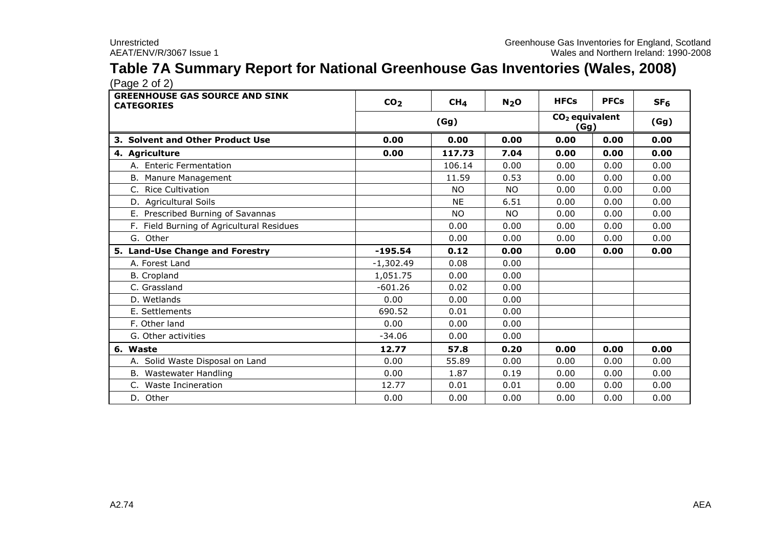# Table 7A Summary Report for National Greenhouse Gas Inventories (Wales, 2008)

(Page 2 of 2)

| GREENHOUSE GAS SOURCE AND SINK CATEGORIES | $CO_2$ | $CH_4$ | $N_2O$ | HFCs | PFCs | $SF_6$ |
|---|---|---|---|---|---|---|
| | (Gg) | | | $CO_2$ equivalent (Gg) | | (Gg) |
| **3. Solvent and Other Product Use** | **0.00** | **0.00** | **0.00** | **0.00** | **0.00** | **0.00** |
| **4. Agriculture** | **0.00** | **117.73** | **7.04** | **0.00** | **0.00** | **0.00** |
| A. Enteric Fermentation | | 106.14 | 0.00 | 0.00 | 0.00 | 0.00 |
| B. Manure Management | | 11.59 | 0.53 | 0.00 | 0.00 | 0.00 |
| C. Rice Cultivation | | NO | NO | 0.00 | 0.00 | 0.00 |
| D. Agricultural Soils | | NE | 6.51 | 0.00 | 0.00 | 0.00 |
| E. Prescribed Burning of Savannas | | NO | NO | 0.00 | 0.00 | 0.00 |
| F. Field Burning of Agricultural Residues | | 0.00 | 0.00 | 0.00 | 0.00 | 0.00 |
| G. Other | | 0.00 | 0.00 | 0.00 | 0.00 | 0.00 |
| **5. Land-Use Change and Forestry** | **-195.54** | **0.12** | **0.00** | **0.00** | **0.00** | **0.00** |
| A. Forest Land | -1,302.49 | 0.08 | 0.00 | | | |
| B. Cropland | 1,051.75 | 0.00 | 0.00 | | | |
| C. Grassland | -601.26 | 0.02 | 0.00 | | | |
| D. Wetlands | 0.00 | 0.00 | 0.00 | | | |
| E. Settlements | 690.52 | 0.01 | 0.00 | | | |
| F. Other land | 0.00 | 0.00 | 0.00 | | | |
| G. Other activities | -34.06 | 0.00 | 0.00 | | | |
| **6. Waste** | **12.77** | **57.8** | **0.20** | **0.00** | **0.00** | **0.00** |
| A. Solid Waste Disposal on Land | 0.00 | 55.89 | 0.00 | 0.00 | 0.00 | 0.00 |
| B. Wastewater Handling | 0.00 | 1.87 | 0.19 | 0.00 | 0.00 | 0.00 |
| C. Waste Incineration | 12.77 | 0.01 | 0.01 | 0.00 | 0.00 | 0.00 |
| D. Other | 0.00 | 0.00 | 0.00 | 0.00 | 0.00 | 0.00 |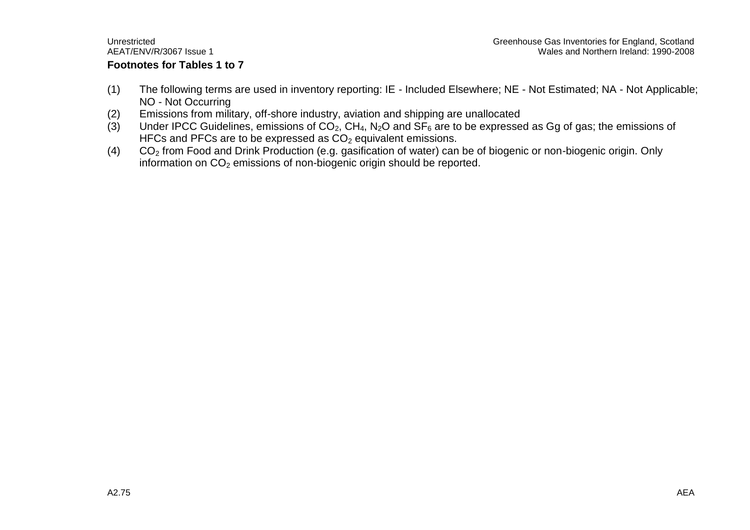## Footnotes for Tables 1 to 7

(1) The following terms are used in inventory reporting: IE - Included Elsewhere; NE - Not Estimated; NA - Not Applicable; NO - Not Occurring

(2) Emissions from military, off-shore industry, aviation and shipping are unallocated

(3) Under IPCC Guidelines, emissions of $CO_2$, $CH_4$, $N_2O$ and $SF_6$ are to be expressed as Gg of gas; the emissions of HFCs and PFCs are to be expressed as $CO_2$ equivalent emissions.

(4) $CO_2$ from Food and Drink Production (e.g. gasification of water) can be of biogenic or non-biogenic origin. Only information on $CO_2$ emissions of non-biogenic origin should be reported.